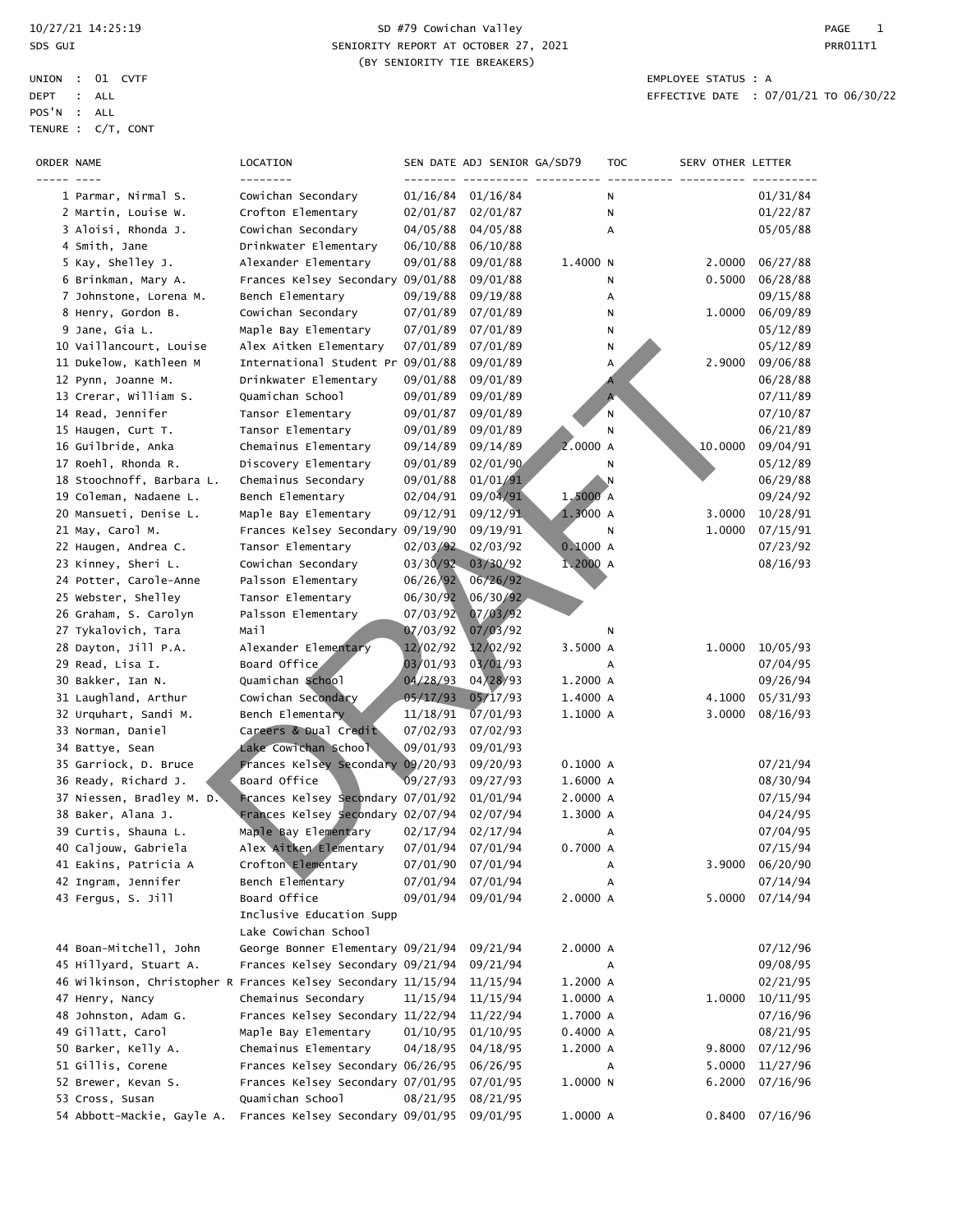SD #79 Cowichan Valley
SENIORITY REPORT AT OCTOBER 27, 2021
(BY SENIORITY TIE BREAKERS)

10/27/21 14:25:19
SDS GUI

PRR011T1

UNION : 01 CVTF
DEPT : ALL
POS'N : ALL
TENURE : C/T, CONT

EMPLOYEE STATUS : A
EFFECTIVE DATE : 07/01/21 TO 06/30/22

DRAFT

| ORDER | NAME | LOCATION | SEN DATE | ADJ SENIOR | GA/SD79 | TOC | SERV OTHER | LETTER |
|---|---|---|---|---|---|---|---|---|
| 1 | Parmar, Nirmal S. | Cowichan Secondary | 01/16/84 | 01/16/84 | | N | | 01/31/84 |
| 2 | Martin, Louise W. | Crofton Elementary | 02/01/87 | 02/01/87 | | N | | 01/22/87 |
| 3 | Aloisi, Rhonda J. | Cowichan Secondary | 04/05/88 | 04/05/88 | | A | | 05/05/88 |
| 4 | Smith, Jane | Drinkwater Elementary | 06/10/88 | 06/10/88 | | | | |
| 5 | Kay, Shelley J. | Alexander Elementary | 09/01/88 | 09/01/88 | 1.4000 | N | 2.0000 | 06/27/88 |
| 6 | Brinkman, Mary A. | Frances Kelsey Secondary | 09/01/88 | 09/01/88 | | N | 0.5000 | 06/28/88 |
| 7 | Johnstone, Lorena M. | Bench Elementary | 09/19/88 | 09/19/88 | | A | | 09/15/88 |
| 8 | Henry, Gordon B. | Cowichan Secondary | 07/01/89 | 07/01/89 | | N | 1.0000 | 06/09/89 |
| 9 | Jane, Gia L. | Maple Bay Elementary | 07/01/89 | 07/01/89 | | N | | 05/12/89 |
| 10 | Vaillancourt, Louise | Alex Aitken Elementary | 07/01/89 | 07/01/89 | | N | | 05/12/89 |
| 11 | Dukelow, Kathleen M | International Student Pr | 09/01/88 | 09/01/89 | | A | 2.9000 | 09/06/88 |
| 12 | Pynn, Joanne M. | Drinkwater Elementary | 09/01/88 | 09/01/89 | | A | | 06/28/88 |
| 13 | Crerar, William S. | Quamichan School | 09/01/89 | 09/01/89 | | A | | 07/11/89 |
| 14 | Read, Jennifer | Tansor Elementary | 09/01/87 | 09/01/89 | | N | | 07/10/87 |
| 15 | Haugen, Curt T. | Tansor Elementary | 09/01/89 | 09/01/89 | | N | | 06/21/89 |
| 16 | Guilbride, Anka | Chemainus Elementary | 09/14/89 | 09/14/89 | 2.0000 | A | 10.0000 | 09/04/91 |
| 17 | Roehl, Rhonda R. | Discovery Elementary | 09/01/89 | 02/01/90 | | N | | 05/12/89 |
| 18 | Stoochnoff, Barbara L. | Chemainus Secondary | 09/01/88 | 01/01/91 | | N | | 06/29/88 |
| 19 | Coleman, Nadaene L. | Bench Elementary | 02/04/91 | 09/04/91 | 1.5000 | A | | 09/24/92 |
| 20 | Mansueti, Denise L. | Maple Bay Elementary | 09/12/91 | 09/12/91 | 1.3000 | A | 3.0000 | 10/28/91 |
| 21 | May, Carol M. | Frances Kelsey Secondary | 09/19/90 | 09/19/91 | | N | 1.0000 | 07/15/91 |
| 22 | Haugen, Andrea C. | Tansor Elementary | 02/03/92 | 02/03/92 | 0.1000 | A | | 07/23/92 |
| 23 | Kinney, Sheri L. | Cowichan Secondary | 03/30/92 | 03/30/92 | 1.2000 | A | | 08/16/93 |
| 24 | Potter, Carole-Anne | Palsson Elementary | 06/26/92 | 06/26/92 | | | | |
| 25 | Webster, Shelley | Tansor Elementary | 06/30/92 | 06/30/92 | | | | |
| 26 | Graham, S. Carolyn | Palsson Elementary | 07/03/92 | 07/03/92 | | | | |
| 27 | Tykalovich, Tara | Mail | 07/03/92 | 07/03/92 | | N | | |
| 28 | Dayton, Jill P.A. | Alexander Elementary | 12/02/92 | 12/02/92 | 3.5000 | A | 1.0000 | 10/05/93 |
| 29 | Read, Lisa I. | Board Office | 03/01/93 | 03/01/93 | | A | | 07/04/95 |
| 30 | Bakker, Ian N. | Quamichan School | 04/28/93 | 04/28/93 | 1.2000 | A | | 09/26/94 |
| 31 | Laughland, Arthur | Cowichan Secondary | 05/17/93 | 05/17/93 | 1.4000 | A | 4.1000 | 05/31/93 |
| 32 | Urquhart, Sandi M. | Bench Elementary | 11/18/91 | 07/01/93 | 1.1000 | A | 3.0000 | 08/16/93 |
| 33 | Norman, Daniel | Careers & Dual Credit | 07/02/93 | 07/02/93 | | | | |
| 34 | Battye, Sean | Lake Cowichan School | 09/01/93 | 09/01/93 | | | | |
| 35 | Garriock, D. Bruce | Frances Kelsey Secondary | 09/20/93 | 09/20/93 | 0.1000 | A | | 07/21/94 |
| 36 | Ready, Richard J. | Board Office | 09/27/93 | 09/27/93 | 1.6000 | A | | 08/30/94 |
| 37 | Niessen, Bradley M. D. | Frances Kelsey Secondary | 07/01/92 | 01/01/94 | 2.0000 | A | | 07/15/94 |
| 38 | Baker, Alana J. | Frances Kelsey Secondary | 02/07/94 | 02/07/94 | 1.3000 | A | | 04/24/95 |
| 39 | Curtis, Shauna L. | Maple Bay Elementary | 02/17/94 | 02/17/94 | | A | | 07/04/95 |
| 40 | Caljouw, Gabriela | Alex Aitken Elementary | 07/01/94 | 07/01/94 | 0.7000 | A | | 07/15/94 |
| 41 | Eakins, Patricia A | Crofton Elementary | 07/01/90 | 07/01/94 | | A | 3.9000 | 06/20/90 |
| 42 | Ingram, Jennifer | Bench Elementary | 07/01/94 | 07/01/94 | | A | | 07/14/94 |
| 43 | Fergus, S. Jill | Board Office<br>Inclusive Education Supp<br>Lake Cowichan School | 09/01/94 | 09/01/94 | 2.0000 | A | 5.0000 | 07/14/94 |
| 44 | Boan-Mitchell, John | George Bonner Elementary | 09/21/94 | 09/21/94 | 2.0000 | A | | 07/12/96 |
| 45 | Hillyard, Stuart A. | Frances Kelsey Secondary | 09/21/94 | 09/21/94 | | A | | 09/08/95 |
| 46 | Wilkinson, Christopher R | Frances Kelsey Secondary | 11/15/94 | 11/15/94 | 1.2000 | A | | 02/21/95 |
| 47 | Henry, Nancy | Chemainus Secondary | 11/15/94 | 11/15/94 | 1.0000 | A | 1.0000 | 10/11/95 |
| 48 | Johnston, Adam G. | Frances Kelsey Secondary | 11/22/94 | 11/22/94 | 1.7000 | A | | 07/16/96 |
| 49 | Gillatt, Carol | Maple Bay Elementary | 01/10/95 | 01/10/95 | 0.4000 | A | | 08/21/95 |
| 50 | Barker, Kelly A. | Chemainus Elementary | 04/18/95 | 04/18/95 | 1.2000 | A | 9.8000 | 07/12/96 |
| 51 | Gillis, Corene | Frances Kelsey Secondary | 06/26/95 | 06/26/95 | | A | 5.0000 | 11/27/96 |
| 52 | Brewer, Kevan S. | Frances Kelsey Secondary | 07/01/95 | 07/01/95 | 1.0000 | N | 6.2000 | 07/16/96 |
| 53 | Cross, Susan | Quamichan School | 08/21/95 | 08/21/95 | | | | |
| 54 | Abbott-Mackie, Gayle A. | Frances Kelsey Secondary | 09/01/95 | 09/01/95 | 1.0000 | A | 0.8400 | 07/16/96 |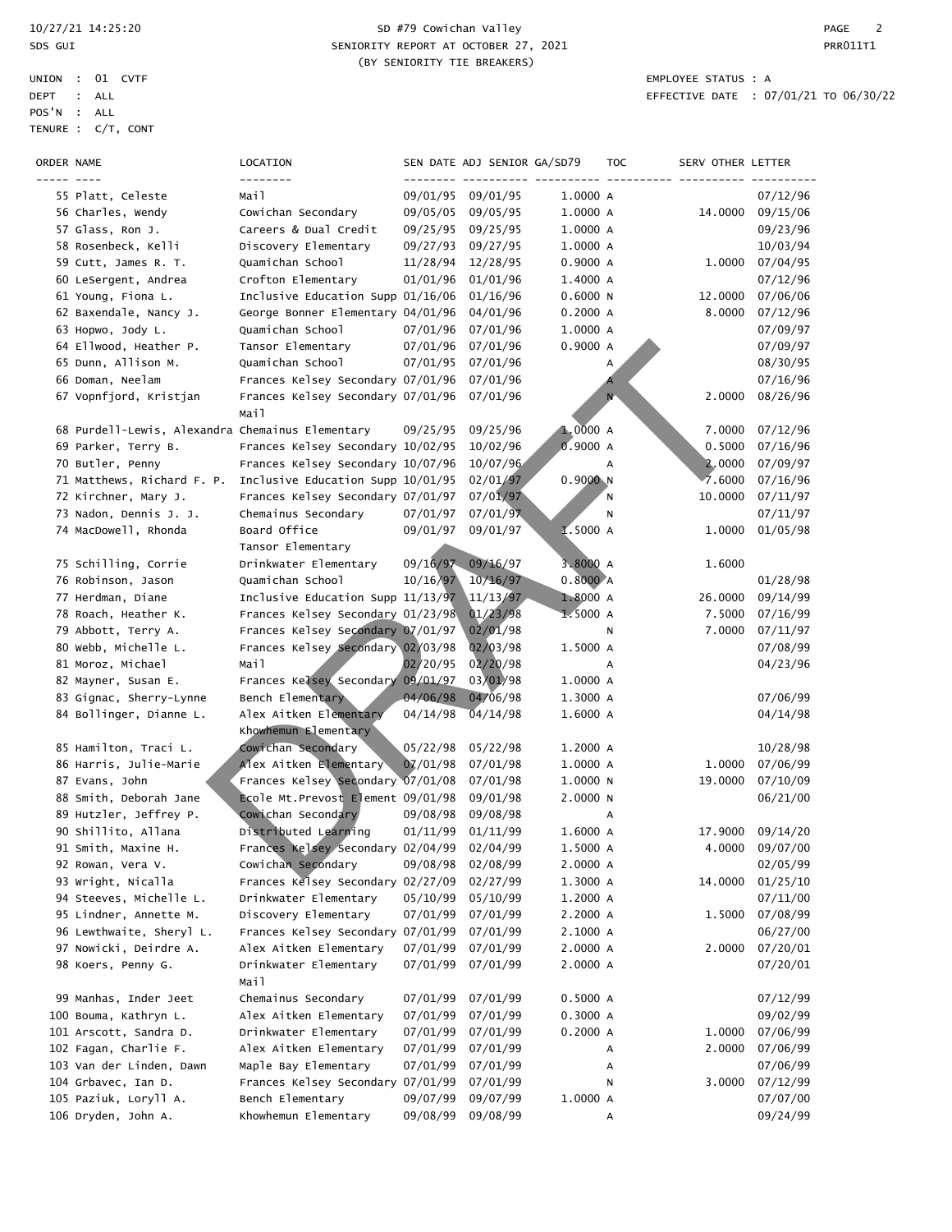SD #79 Cowichan Valley
SENIORITY REPORT AT OCTOBER 27, 2021
(BY SENIORITY TIE BREAKERS)

UNION : 01 CVTF
DEPT : ALL
POS'N : ALL
TENURE : C/T, CONT

EMPLOYEE STATUS : A
EFFECTIVE DATE : 07/01/21 TO 06/30/22

| ORDER | NAME | LOCATION | SEN DATE | ADJ SENIOR | GA/SD79 | TOC | SERV OTHER | LETTER |
|---|---|---|---|---|---|---|---|---|
| 55 | Platt, Celeste | Mail | 09/01/95 | 09/01/95 | 1.0000 | A | | 07/12/96 |
| 56 | Charles, Wendy | Cowichan Secondary | 09/05/05 | 09/05/95 | 1.0000 | A | 14.0000 | 09/15/06 |
| 57 | Glass, Ron J. | Careers & Dual Credit | 09/25/95 | 09/25/95 | 1.0000 | A | | 09/23/96 |
| 58 | Rosenbeck, Kelli | Discovery Elementary | 09/27/93 | 09/27/95 | 1.0000 | A | | 10/03/94 |
| 59 | Cutt, James R. T. | Quamichan School | 11/28/94 | 12/28/95 | 0.9000 | A | 1.0000 | 07/04/95 |
| 60 | LeSergent, Andrea | Crofton Elementary | 01/01/96 | 01/01/96 | 1.4000 | A | | 07/12/96 |
| 61 | Young, Fiona L. | Inclusive Education Supp | 01/16/06 | 01/16/96 | 0.6000 | N | 12.0000 | 07/06/06 |
| 62 | Baxendale, Nancy J. | George Bonner Elementary | 04/01/96 | 04/01/96 | 0.2000 | A | 8.0000 | 07/12/96 |
| 63 | Hopwo, Jody L. | Quamichan School | 07/01/96 | 07/01/96 | 1.0000 | A | | 07/09/97 |
| 64 | Ellwood, Heather P. | Tansor Elementary | 07/01/96 | 07/01/96 | 0.9000 | A | | 07/09/97 |
| 65 | Dunn, Allison M. | Quamichan School | 07/01/95 | 07/01/96 | | A | | 08/30/95 |
| 66 | Doman, Neelam | Frances Kelsey Secondary | 07/01/96 | 07/01/96 | | A | | 07/16/96 |
| 67 | Vopnfjord, Kristjan | Frances Kelsey Secondary<br>Mail | 07/01/96 | 07/01/96 | | N | 2.0000 | 08/26/96 |
| 68 | Purdell-Lewis, Alexandra | Chemainus Elementary | 09/25/95 | 09/25/96 | 1.0000 | A | 7.0000 | 07/12/96 |
| 69 | Parker, Terry B. | Frances Kelsey Secondary | 10/02/95 | 10/02/96 | 0.9000 | A | 0.5000 | 07/16/96 |
| 70 | Butler, Penny | Frances Kelsey Secondary | 10/07/96 | 10/07/96 | | A | 2.0000 | 07/09/97 |
| 71 | Matthews, Richard F. P. | Inclusive Education Supp | 10/01/95 | 02/01/97 | 0.9000 | N | 7.6000 | 07/16/96 |
| 72 | Kirchner, Mary J. | Frances Kelsey Secondary | 07/01/97 | 07/01/97 | | N | 10.0000 | 07/11/97 |
| 73 | Nadon, Dennis J. J. | Chemainus Secondary | 07/01/97 | 07/01/97 | | N | | 07/11/97 |
| 74 | MacDowell, Rhonda | Board Office<br>Tansor Elementary | 09/01/97 | 09/01/97 | 1.5000 | A | 1.0000 | 01/05/98 |
| 75 | Schilling, Corrie | Drinkwater Elementary | 09/16/97 | 09/16/97 | 3.8000 | A | 1.6000 | |
| 76 | Robinson, Jason | Quamichan School | 10/16/97 | 10/16/97 | 0.8000 | A | | 01/28/98 |
| 77 | Herdman, Diane | Inclusive Education Supp | 11/13/97 | 11/13/97 | 1.8000 | A | 26.0000 | 09/14/99 |
| 78 | Roach, Heather K. | Frances Kelsey Secondary | 01/23/98 | 01/23/98 | 1.5000 | A | 7.5000 | 07/16/99 |
| 79 | Abbott, Terry A. | Frances Kelsey Secondary | 07/01/97 | 02/01/98 | | N | 7.0000 | 07/11/97 |
| 80 | Webb, Michelle L. | Frances Kelsey Secondary | 02/03/98 | 02/03/98 | 1.5000 | A | | 07/08/99 |
| 81 | Moroz, Michael | Mail | 02/20/95 | 02/20/98 | | A | | 04/23/96 |
| 82 | Mayner, Susan E. | Frances Kelsey Secondary | 09/01/97 | 03/01/98 | 1.0000 | A | | |
| 83 | Gignac, Sherry-Lynne | Bench Elementary | 04/06/98 | 04/06/98 | 1.3000 | A | | 07/06/99 |
| 84 | Bollinger, Dianne L. | Alex Aitken Elementary<br>Khowhemun Elementary | 04/14/98 | 04/14/98 | 1.6000 | A | | 04/14/98 |
| 85 | Hamilton, Traci L. | Cowichan Secondary | 05/22/98 | 05/22/98 | 1.2000 | A | | 10/28/98 |
| 86 | Harris, Julie-Marie | Alex Aitken Elementary | 07/01/98 | 07/01/98 | 1.0000 | A | 1.0000 | 07/06/99 |
| 87 | Evans, John | Frances Kelsey Secondary | 07/01/08 | 07/01/98 | 1.0000 | N | 19.0000 | 07/10/09 |
| 88 | Smith, Deborah Jane | Ecole Mt.Prevost Element | 09/01/98 | 09/01/98 | 2.0000 | N | | 06/21/00 |
| 89 | Hutzler, Jeffrey P. | Cowichan Secondary | 09/08/98 | 09/08/98 | | A | | |
| 90 | Shillito, Allana | Distributed Learning | 01/11/99 | 01/11/99 | 1.6000 | A | 17.9000 | 09/14/20 |
| 91 | Smith, Maxine H. | Frances Kelsey Secondary | 02/04/99 | 02/04/99 | 1.5000 | A | 4.0000 | 09/07/00 |
| 92 | Rowan, Vera V. | Cowichan Secondary | 09/08/98 | 02/08/99 | 2.0000 | A | | 02/05/99 |
| 93 | Wright, Nicalla | Frances Kelsey Secondary | 02/27/09 | 02/27/99 | 1.3000 | A | 14.0000 | 01/25/10 |
| 94 | Steeves, Michelle L. | Drinkwater Elementary | 05/10/99 | 05/10/99 | 1.2000 | A | | 07/11/00 |
| 95 | Lindner, Annette M. | Discovery Elementary | 07/01/99 | 07/01/99 | 2.2000 | A | 1.5000 | 07/08/99 |
| 96 | Lewthwaite, Sheryl L. | Frances Kelsey Secondary | 07/01/99 | 07/01/99 | 2.1000 | A | | 06/27/00 |
| 97 | Nowicki, Deirdre A. | Alex Aitken Elementary | 07/01/99 | 07/01/99 | 2.0000 | A | 2.0000 | 07/20/01 |
| 98 | Koers, Penny G. | Drinkwater Elementary<br>Mail | 07/01/99 | 07/01/99 | 2.0000 | A | | 07/20/01 |
| 99 | Manhas, Inder Jeet | Chemainus Secondary | 07/01/99 | 07/01/99 | 0.5000 | A | | 07/12/99 |
| 100 | Bouma, Kathryn L. | Alex Aitken Elementary | 07/01/99 | 07/01/99 | 0.3000 | A | | 09/02/99 |
| 101 | Arscott, Sandra D. | Drinkwater Elementary | 07/01/99 | 07/01/99 | 0.2000 | A | 1.0000 | 07/06/99 |
| 102 | Fagan, Charlie F. | Alex Aitken Elementary | 07/01/99 | 07/01/99 | | A | 2.0000 | 07/06/99 |
| 103 | Van der Linden, Dawn | Maple Bay Elementary | 07/01/99 | 07/01/99 | | A | | 07/06/99 |
| 104 | Grbavec, Ian D. | Frances Kelsey Secondary | 07/01/99 | 07/01/99 | | N | 3.0000 | 07/12/99 |
| 105 | Paziuk, Loryll A. | Bench Elementary | 09/07/99 | 09/07/99 | 1.0000 | A | | 07/07/00 |
| 106 | Dryden, John A. | Khowhemun Elementary | 09/08/99 | 09/08/99 | | A | | 09/24/99 |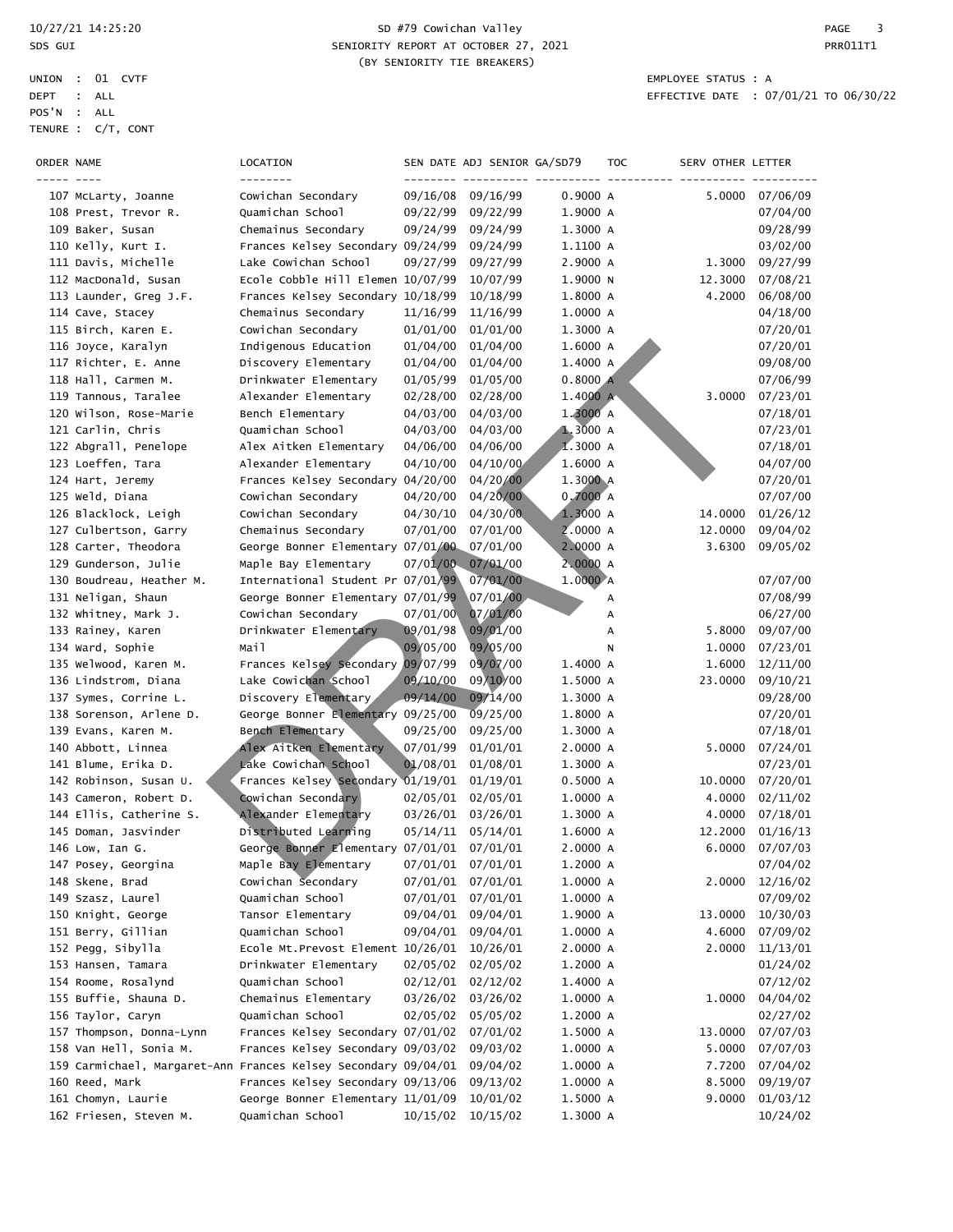SD #79 Cowichan Valley
SENIORITY REPORT AT OCTOBER 27, 2021
(BY SENIORITY TIE BREAKERS)

10/27/21 14:25:20
SDS GUI

PRR011T1

UNION : 01 CVTF
DEPT : ALL
POS'N : ALL
TENURE : C/T, CONT

EMPLOYEE STATUS : A
EFFECTIVE DATE : 07/01/21 TO 06/30/22

| ORDER | NAME | LOCATION | SEN DATE | ADJ SENIOR | GA/SD79 | TOC | SERV OTHER | LETTER |
|---|---|---|---|---|---|---|---|---|
| 107 | McLarty, Joanne | Cowichan Secondary | 09/16/08 | 09/16/99 | 0.9000 | A | 5.0000 | 07/06/09 |
| 108 | Prest, Trevor R. | Quamichan School | 09/22/99 | 09/22/99 | 1.9000 | A | | 07/04/00 |
| 109 | Baker, Susan | Chemainus Secondary | 09/24/99 | 09/24/99 | 1.3000 | A | | 09/28/99 |
| 110 | Kelly, Kurt I. | Frances Kelsey Secondary | 09/24/99 | 09/24/99 | 1.1100 | A | | 03/02/00 |
| 111 | Davis, Michelle | Lake Cowichan School | 09/27/99 | 09/27/99 | 2.9000 | A | 1.3000 | 09/27/99 |
| 112 | MacDonald, Susan | Ecole Cobble Hill Elemen | 10/07/99 | 10/07/99 | 1.9000 | N | 12.3000 | 07/08/21 |
| 113 | Launder, Greg J.F. | Frances Kelsey Secondary | 10/18/99 | 10/18/99 | 1.8000 | A | 4.2000 | 06/08/00 |
| 114 | Cave, Stacey | Chemainus Secondary | 11/16/99 | 11/16/99 | 1.0000 | A | | 04/18/00 |
| 115 | Birch, Karen E. | Cowichan Secondary | 01/01/00 | 01/01/00 | 1.3000 | A | | 07/20/01 |
| 116 | Joyce, Karalyn | Indigenous Education | 01/04/00 | 01/04/00 | 1.6000 | A | | 07/20/01 |
| 117 | Richter, E. Anne | Discovery Elementary | 01/04/00 | 01/04/00 | 1.4000 | A | | 09/08/00 |
| 118 | Hall, Carmen M. | Drinkwater Elementary | 01/05/99 | 01/05/00 | 0.8000 | A | | 07/06/99 |
| 119 | Tannous, Taralee | Alexander Elementary | 02/28/00 | 02/28/00 | 1.4000 | A | 3.0000 | 07/23/01 |
| 120 | Wilson, Rose-Marie | Bench Elementary | 04/03/00 | 04/03/00 | 1.3000 | A | | 07/18/01 |
| 121 | Carlin, Chris | Quamichan School | 04/03/00 | 04/03/00 | 1.3000 | A | | 07/23/01 |
| 122 | Abgrall, Penelope | Alex Aitken Elementary | 04/06/00 | 04/06/00 | 1.3000 | A | | 07/18/01 |
| 123 | Loeffen, Tara | Alexander Elementary | 04/10/00 | 04/10/00 | 1.6000 | A | | 04/07/00 |
| 124 | Hart, Jeremy | Frances Kelsey Secondary | 04/20/00 | 04/20/00 | 1.3000 | A | | 07/20/01 |
| 125 | Weld, Diana | Cowichan Secondary | 04/20/00 | 04/20/00 | 0.7000 | A | | 07/07/00 |
| 126 | Blacklock, Leigh | Cowichan Secondary | 04/30/10 | 04/30/00 | 1.3000 | A | 14.0000 | 01/26/12 |
| 127 | Culbertson, Garry | Chemainus Secondary | 07/01/00 | 07/01/00 | 2.0000 | A | 12.0000 | 09/04/02 |
| 128 | Carter, Theodora | George Bonner Elementary | 07/01/00 | 07/01/00 | 2.0000 | A | 3.6300 | 09/05/02 |
| 129 | Gunderson, Julie | Maple Bay Elementary | 07/01/00 | 07/01/00 | 2.0000 | A | | |
| 130 | Boudreau, Heather M. | International Student Pr | 07/01/99 | 07/01/00 | 1.0000 | A | | 07/07/00 |
| 131 | Neligan, Shaun | George Bonner Elementary | 07/01/99 | 07/01/00 | | A | | 07/08/99 |
| 132 | Whitney, Mark J. | Cowichan Secondary | 07/01/00 | 07/01/00 | | A | | 06/27/00 |
| 133 | Rainey, Karen | Drinkwater Elementary | 09/01/98 | 09/01/00 | | A | 5.8000 | 09/07/00 |
| 134 | Ward, Sophie | Mail | 09/05/00 | 09/05/00 | | N | 1.0000 | 07/23/01 |
| 135 | Welwood, Karen M. | Frances Kelsey Secondary | 09/07/99 | 09/07/00 | 1.4000 | A | 1.6000 | 12/11/00 |
| 136 | Lindstrom, Diana | Lake Cowichan School | 09/10/00 | 09/10/00 | 1.5000 | A | 23.0000 | 09/10/21 |
| 137 | Symes, Corrine L. | Discovery Elementary | 09/14/00 | 09/14/00 | 1.3000 | A | | 09/28/00 |
| 138 | Sorenson, Arlene D. | George Bonner Elementary | 09/25/00 | 09/25/00 | 1.8000 | A | | 07/20/01 |
| 139 | Evans, Karen M. | Bench Elementary | 09/25/00 | 09/25/00 | 1.3000 | A | | 07/18/01 |
| 140 | Abbott, Linnea | Alex Aitken Elementary | 07/01/99 | 01/01/01 | 2.0000 | A | 5.0000 | 07/24/01 |
| 141 | Blume, Erika D. | Lake Cowichan School | 01/08/01 | 01/08/01 | 1.3000 | A | | 07/23/01 |
| 142 | Robinson, Susan U. | Frances Kelsey Secondary | 01/19/01 | 01/19/01 | 0.5000 | A | 10.0000 | 07/20/01 |
| 143 | Cameron, Robert D. | Cowichan Secondary | 02/05/01 | 02/05/01 | 1.0000 | A | 4.0000 | 02/11/02 |
| 144 | Ellis, Catherine S. | Alexander Elementary | 03/26/01 | 03/26/01 | 1.3000 | A | 4.0000 | 07/18/01 |
| 145 | Doman, Jasvinder | Distributed Learning | 05/14/11 | 05/14/01 | 1.6000 | A | 12.2000 | 01/16/13 |
| 146 | Low, Ian G. | George Bonner Elementary | 07/01/01 | 07/01/01 | 2.0000 | A | 6.0000 | 07/07/03 |
| 147 | Posey, Georgina | Maple Bay Elementary | 07/01/01 | 07/01/01 | 1.2000 | A | | 07/04/02 |
| 148 | Skene, Brad | Cowichan Secondary | 07/01/01 | 07/01/01 | 1.0000 | A | 2.0000 | 12/16/02 |
| 149 | Szasz, Laurel | Quamichan School | 07/01/01 | 07/01/01 | 1.0000 | A | | 07/09/02 |
| 150 | Knight, George | Tansor Elementary | 09/04/01 | 09/04/01 | 1.9000 | A | 13.0000 | 10/30/03 |
| 151 | Berry, Gillian | Quamichan School | 09/04/01 | 09/04/01 | 1.0000 | A | 4.6000 | 07/09/02 |
| 152 | Pegg, Sibylla | Ecole Mt.Prevost Element | 10/26/01 | 10/26/01 | 2.0000 | A | 2.0000 | 11/13/01 |
| 153 | Hansen, Tamara | Drinkwater Elementary | 02/05/02 | 02/05/02 | 1.2000 | A | | 01/24/02 |
| 154 | Roome, Rosalynd | Quamichan School | 02/12/01 | 02/12/02 | 1.4000 | A | | 07/12/02 |
| 155 | Buffie, Shauna D. | Chemainus Elementary | 03/26/02 | 03/26/02 | 1.0000 | A | 1.0000 | 04/04/02 |
| 156 | Taylor, Caryn | Quamichan School | 02/05/02 | 05/05/02 | 1.2000 | A | | 02/27/02 |
| 157 | Thompson, Donna-Lynn | Frances Kelsey Secondary | 07/01/02 | 07/01/02 | 1.5000 | A | 13.0000 | 07/07/03 |
| 158 | Van Hell, Sonia M. | Frances Kelsey Secondary | 09/03/02 | 09/03/02 | 1.0000 | A | 5.0000 | 07/07/03 |
| 159 | Carmichael, Margaret-Ann | Frances Kelsey Secondary | 09/04/01 | 09/04/02 | 1.0000 | A | 7.7200 | 07/04/02 |
| 160 | Reed, Mark | Frances Kelsey Secondary | 09/13/06 | 09/13/02 | 1.0000 | A | 8.5000 | 09/19/07 |
| 161 | Chomyn, Laurie | George Bonner Elementary | 11/01/09 | 10/01/02 | 1.5000 | A | 9.0000 | 01/03/12 |
| 162 | Friesen, Steven M. | Quamichan School | 10/15/02 | 10/15/02 | 1.3000 | A | | 10/24/02 |

DRAFT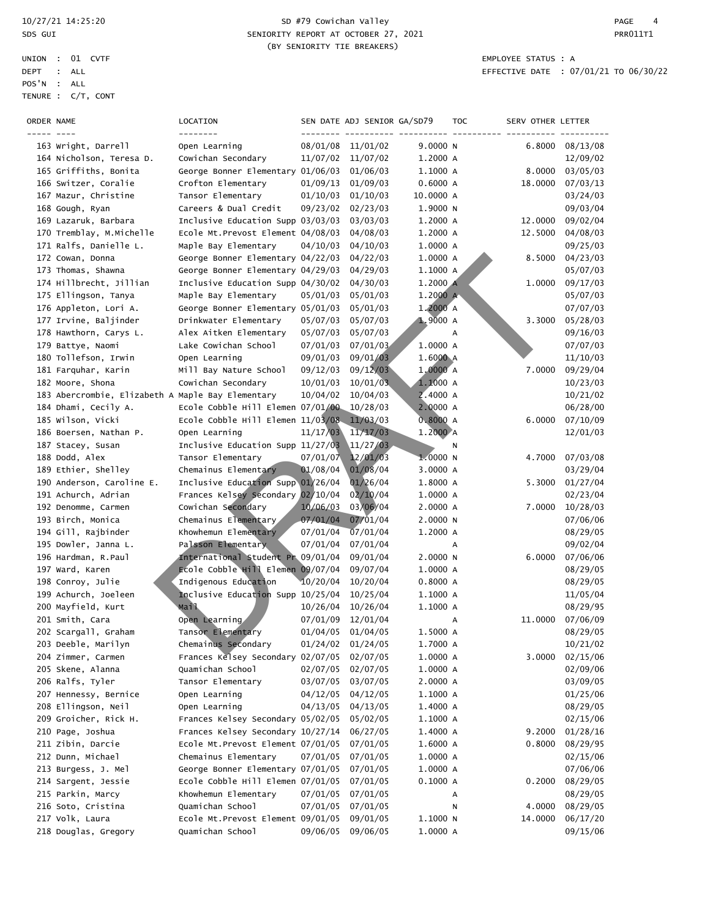SD #79 Cowichan Valley
SENIORITY REPORT AT OCTOBER 27, 2021
(BY SENIORITY TIE BREAKERS)

10/27/21 14:25:20
SDS GUI

UNION : 01 CVTF
DEPT : ALL
POS'N : ALL
TENURE : C/T, CONT

EMPLOYEE STATUS : A
EFFECTIVE DATE : 07/01/21 TO 06/30/22

| ORDER | NAME | LOCATION | SEN DATE | ADJ SENIOR | GA/SD79 | TOC | SERV OTHER | LETTER |
|---|---|---|---|---|---|---|---|---|
| 163 | Wright, Darrell | Open Learning | 08/01/08 | 11/01/02 | 9.0000 | N | 6.8000 | 08/13/08 |
| 164 | Nicholson, Teresa D. | Cowichan Secondary | 11/07/02 | 11/07/02 | 1.2000 | A | | 12/09/02 |
| 165 | Griffiths, Bonita | George Bonner Elementary | 01/06/03 | 01/06/03 | 1.1000 | A | 8.0000 | 03/05/03 |
| 166 | Switzer, Coralie | Crofton Elementary | 01/09/13 | 01/09/03 | 0.6000 | A | 18.0000 | 07/03/13 |
| 167 | Mazur, Christine | Tansor Elementary | 01/10/03 | 01/10/03 | 10.0000 | A | | 03/24/03 |
| 168 | Gough, Ryan | Careers & Dual Credit | 09/23/02 | 02/23/03 | 1.9000 | N | | 09/03/04 |
| 169 | Lazaruk, Barbara | Inclusive Education Supp | 03/03/03 | 03/03/03 | 1.2000 | A | 12.0000 | 09/02/04 |
| 170 | Tremblay, M.Michelle | Ecole Mt.Prevost Element | 04/08/03 | 04/08/03 | 1.2000 | A | 12.5000 | 04/08/03 |
| 171 | Ralfs, Danielle L. | Maple Bay Elementary | 04/10/03 | 04/10/03 | 1.0000 | A | | 09/25/03 |
| 172 | Cowan, Donna | George Bonner Elementary | 04/22/03 | 04/22/03 | 1.0000 | A | 8.5000 | 04/23/03 |
| 173 | Thomas, Shawna | George Bonner Elementary | 04/29/03 | 04/29/03 | 1.1000 | A | | 05/07/03 |
| 174 | Hillbrecht, Jillian | Inclusive Education Supp | 04/30/02 | 04/30/03 | 1.2000 | A | 1.0000 | 09/17/03 |
| 175 | Ellingson, Tanya | Maple Bay Elementary | 05/01/03 | 05/01/03 | 1.2000 | A | | 05/07/03 |
| 176 | Appleton, Lori A. | George Bonner Elementary | 05/01/03 | 05/01/03 | 1.2000 | A | | 07/07/03 |
| 177 | Irvine, Baljinder | Drinkwater Elementary | 05/07/03 | 05/07/03 | 1.9000 | A | 3.3000 | 05/28/03 |
| 178 | Hawthorn, Carys L. | Alex Aitken Elementary | 05/07/03 | 05/07/03 | | A | | 09/16/03 |
| 179 | Battye, Naomi | Lake Cowichan School | 07/01/03 | 07/01/03 | 1.0000 | A | | 07/07/03 |
| 180 | Tollefson, Irwin | Open Learning | 09/01/03 | 09/01/03 | 1.6000 | A | | 11/10/03 |
| 181 | Farquhar, Karin | Mill Bay Nature School | 09/12/03 | 09/12/03 | 1.0000 | A | 7.0000 | 09/29/04 |
| 182 | Moore, Shona | Cowichan Secondary | 10/01/03 | 10/01/03 | 1.1000 | A | | 10/23/03 |
| 183 | Abercrombie, Elizabeth A | Maple Bay Elementary | 10/04/02 | 10/04/03 | 2.4000 | A | | 10/21/02 |
| 184 | Dhami, Cecily A. | Ecole Cobble Hill Elemen | 07/01/00 | 10/28/03 | 2.0000 | A | | 06/28/00 |
| 185 | Wilson, Vicki | Ecole Cobble Hill Elemen | 11/03/08 | 11/03/03 | 0.8000 | A | 6.0000 | 07/10/09 |
| 186 | Boersen, Nathan P. | Open Learning | 11/17/03 | 11/17/03 | 1.2000 | A | | 12/01/03 |
| 187 | Stacey, Susan | Inclusive Education Supp | 11/27/03 | 11/27/03 | | N | | |
| 188 | Dodd, Alex | Tansor Elementary | 07/01/07 | 12/01/03 | 1.0000 | N | 4.7000 | 07/03/08 |
| 189 | Ethier, Shelley | Chemainus Elementary | 01/08/04 | 01/08/04 | 3.0000 | A | | 03/29/04 |
| 190 | Anderson, Caroline E. | Inclusive Education Supp | 01/26/04 | 01/26/04 | 1.8000 | A | 5.3000 | 01/27/04 |
| 191 | Achurch, Adrian | Frances Kelsey Secondary | 02/10/04 | 02/10/04 | 1.0000 | A | | 02/23/04 |
| 192 | Denomme, Carmen | Cowichan Secondary | 10/06/03 | 03/06/04 | 2.0000 | A | 7.0000 | 10/28/03 |
| 193 | Birch, Monica | Chemainus Elementary | 07/01/04 | 07/01/04 | 2.0000 | N | | 07/06/06 |
| 194 | Gill, Rajbinder | Khowhemun Elementary | 07/01/04 | 07/01/04 | 1.2000 | A | | 08/29/05 |
| 195 | Dowler, Janna L. | Palsson Elementary | 07/01/04 | 07/01/04 | | A | | 09/02/04 |
| 196 | Hardman, R.Paul | International Student Pr | 09/01/04 | 09/01/04 | 2.0000 | N | 6.0000 | 07/06/06 |
| 197 | Ward, Karen | Ecole Cobble Hill Elemen | 09/07/04 | 09/07/04 | 1.0000 | A | | 08/29/05 |
| 198 | Conroy, Julie | Indigenous Education | 10/20/04 | 10/20/04 | 0.8000 | A | | 08/29/05 |
| 199 | Achurch, Joeleen | Inclusive Education Supp | 10/25/04 | 10/25/04 | 1.1000 | A | | 11/05/04 |
| 200 | Mayfield, Kurt | Mail | 10/26/04 | 10/26/04 | 1.1000 | A | | 08/29/95 |
| 201 | Smith, Cara | Open Learning | 07/01/09 | 12/01/04 | | A | 11.0000 | 07/06/09 |
| 202 | Scargall, Graham | Tansor Elementary | 01/04/05 | 01/04/05 | 1.5000 | A | | 08/29/05 |
| 203 | Deeble, Marilyn | Chemainus Secondary | 01/24/02 | 01/24/05 | 1.7000 | A | | 10/21/02 |
| 204 | Zimmer, Carmen | Frances Kelsey Secondary | 02/07/05 | 02/07/05 | 1.0000 | A | 3.0000 | 02/15/06 |
| 205 | Skene, Alanna | Quamichan School | 02/07/05 | 02/07/05 | 1.0000 | A | | 02/09/06 |
| 206 | Ralfs, Tyler | Tansor Elementary | 03/07/05 | 03/07/05 | 2.0000 | A | | 03/09/05 |
| 207 | Hennessy, Bernice | Open Learning | 04/12/05 | 04/12/05 | 1.1000 | A | | 01/25/06 |
| 208 | Ellingson, Neil | Open Learning | 04/13/05 | 04/13/05 | 1.4000 | A | | 08/29/05 |
| 209 | Groicher, Rick H. | Frances Kelsey Secondary | 05/02/05 | 05/02/05 | 1.1000 | A | | 02/15/06 |
| 210 | Page, Joshua | Frances Kelsey Secondary | 10/27/14 | 06/27/05 | 1.4000 | A | 9.2000 | 01/28/16 |
| 211 | Zibin, Darcie | Ecole Mt.Prevost Element | 07/01/05 | 07/01/05 | 1.6000 | A | 0.8000 | 08/29/95 |
| 212 | Dunn, Michael | Chemainus Elementary | 07/01/05 | 07/01/05 | 1.0000 | A | | 02/15/06 |
| 213 | Burgess, J. Mel | George Bonner Elementary | 07/01/05 | 07/01/05 | 1.0000 | A | | 07/06/06 |
| 214 | Sargent, Jessie | Ecole Cobble Hill Elemen | 07/01/05 | 07/01/05 | 0.1000 | A | 0.2000 | 08/29/05 |
| 215 | Parkin, Marcy | Khowhemun Elementary | 07/01/05 | 07/01/05 | | A | | 08/29/05 |
| 216 | Soto, Cristina | Quamichan School | 07/01/05 | 07/01/05 | | N | 4.0000 | 08/29/05 |
| 217 | Volk, Laura | Ecole Mt.Prevost Element | 09/01/05 | 09/01/05 | 1.1000 | N | 14.0000 | 06/17/20 |
| 218 | Douglas, Gregory | Quamichan School | 09/06/05 | 09/06/05 | 1.0000 | A | | 09/15/06 |

DRAFT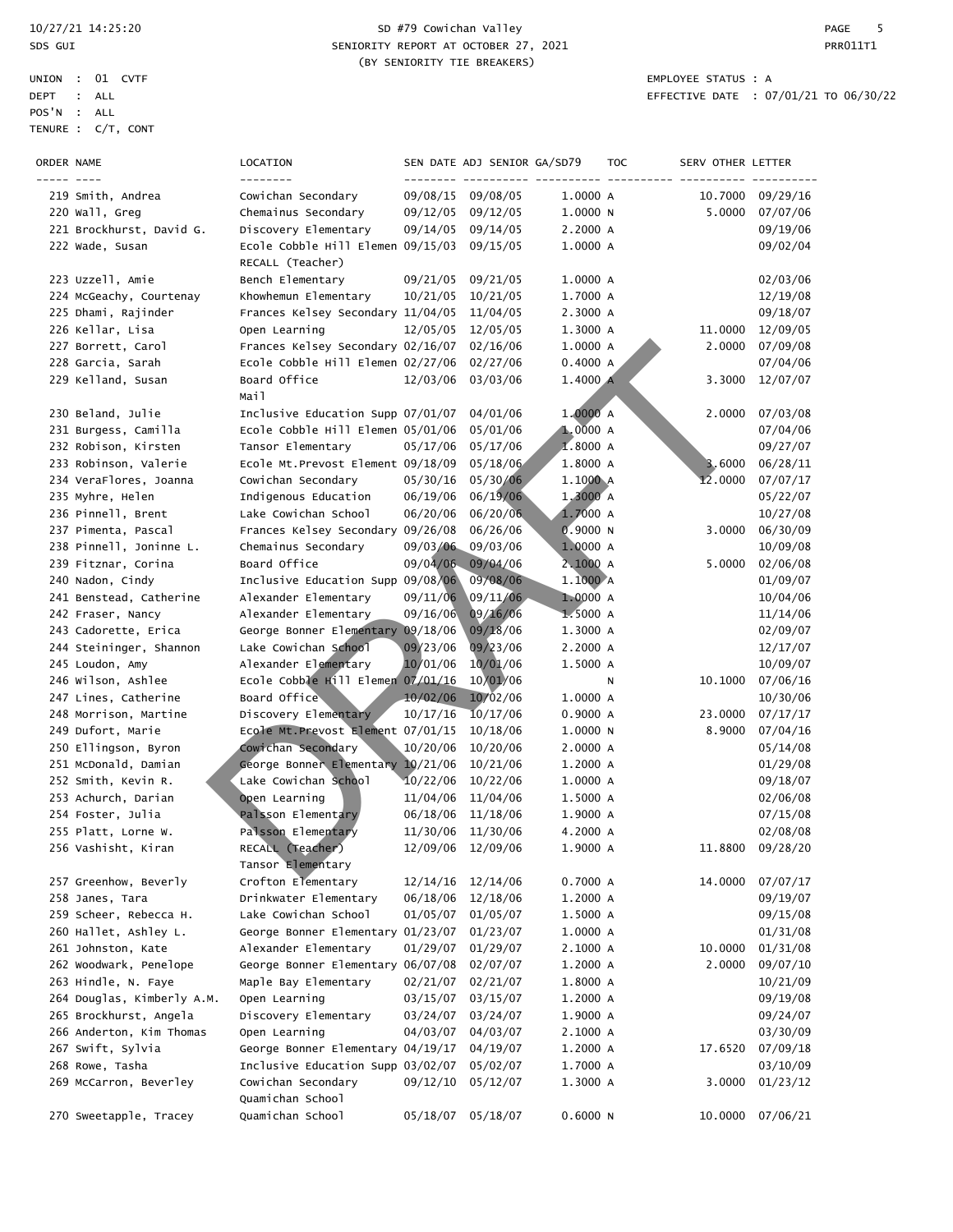10/27/21 14:25:20
SDS GUI

SD #79 Cowichan Valley
SENIORITY REPORT AT OCTOBER 27, 2021
(BY SENIORITY TIE BREAKERS)

PRR011T1

UNION : 01 CVTF
DEPT : ALL
POS'N : ALL
TENURE : C/T, CONT

EMPLOYEE STATUS : A
EFFECTIVE DATE : 07/01/21 TO 06/30/22

| ORDER | NAME | LOCATION | SEN DATE | ADJ SENIOR | GA/SD79 | TOC | SERV OTHER | LETTER |
|---|---|---|---|---|---|---|---|---|
| 219 | Smith, Andrea | Cowichan Secondary | 09/08/15 | 09/08/05 | 1.0000 | A | 10.7000 | 09/29/16 |
| 220 | Wall, Greg | Chemainus Secondary | 09/12/05 | 09/12/05 | 1.0000 | N | 5.0000 | 07/07/06 |
| 221 | Brockhurst, David G. | Discovery Elementary | 09/14/05 | 09/14/05 | 2.2000 | A | | 09/19/06 |
| 222 | Wade, Susan | Ecole Cobble Hill Elemen RECALL (Teacher) | 09/15/03 | 09/15/05 | 1.0000 | A | | 09/02/04 |
| 223 | Uzzell, Amie | Bench Elementary | 09/21/05 | 09/21/05 | 1.0000 | A | | 02/03/06 |
| 224 | McGeachy, Courtenay | Khowhemun Elementary | 10/21/05 | 10/21/05 | 1.7000 | A | | 12/19/08 |
| 225 | Dhami, Rajinder | Frances Kelsey Secondary | 11/04/05 | 11/04/05 | 2.3000 | A | | 09/18/07 |
| 226 | Kellar, Lisa | Open Learning | 12/05/05 | 12/05/05 | 1.3000 | A | 11.0000 | 12/09/05 |
| 227 | Borrett, Carol | Frances Kelsey Secondary | 02/16/07 | 02/16/06 | 1.0000 | A | 2.0000 | 07/09/08 |
| 228 | Garcia, Sarah | Ecole Cobble Hill Elemen | 02/27/06 | 02/27/06 | 0.4000 | A | | 07/04/06 |
| 229 | Kelland, Susan | Board Office Mail | 12/03/06 | 03/03/06 | 1.4000 | A | 3.3000 | 12/07/07 |
| 230 | Beland, Julie | Inclusive Education Supp | 07/01/07 | 04/01/06 | 1.0000 | A | 2.0000 | 07/03/08 |
| 231 | Burgess, Camilla | Ecole Cobble Hill Elemen | 05/01/06 | 05/01/06 | 1.0000 | A | | 07/04/06 |
| 232 | Robison, Kirsten | Tansor Elementary | 05/17/06 | 05/17/06 | 1.8000 | A | | 09/27/07 |
| 233 | Robinson, Valerie | Ecole Mt.Prevost Element | 09/18/09 | 05/18/06 | 1.8000 | A | 3.6000 | 06/28/11 |
| 234 | VeraFlores, Joanna | Cowichan Secondary | 05/30/16 | 05/30/06 | 1.1000 | A | 12.0000 | 07/07/17 |
| 235 | Myhre, Helen | Indigenous Education | 06/19/06 | 06/19/06 | 1.3000 | A | | 05/22/07 |
| 236 | Pinnell, Brent | Lake Cowichan School | 06/20/06 | 06/20/06 | 1.7000 | A | | 10/27/08 |
| 237 | Pimenta, Pascal | Frances Kelsey Secondary | 09/26/08 | 06/26/06 | 0.9000 | N | 3.0000 | 06/30/09 |
| 238 | Pinnell, Joninne L. | Chemainus Secondary | 09/03/06 | 09/03/06 | 1.0000 | A | | 10/09/08 |
| 239 | Fitznar, Corina | Board Office | 09/04/06 | 09/04/06 | 2.1000 | A | 5.0000 | 02/06/08 |
| 240 | Nadon, Cindy | Inclusive Education Supp | 09/08/06 | 09/08/06 | 1.1000 | A | | 01/09/07 |
| 241 | Benstead, Catherine | Alexander Elementary | 09/11/06 | 09/11/06 | 1.0000 | A | | 10/04/06 |
| 242 | Fraser, Nancy | Alexander Elementary | 09/16/06 | 09/16/06 | 1.5000 | A | | 11/14/06 |
| 243 | Cadorette, Erica | George Bonner Elementary | 09/18/06 | 09/18/06 | 1.3000 | A | | 02/09/07 |
| 244 | Steininger, Shannon | Lake Cowichan School | 09/23/06 | 09/23/06 | 2.2000 | A | | 12/17/07 |
| 245 | Loudon, Amy | Alexander Elementary | 10/01/06 | 10/01/06 | 1.5000 | A | | 10/09/07 |
| 246 | Wilson, Ashlee | Ecole Cobble Hill Elemen | 07/01/16 | 10/01/06 | | N | 10.1000 | 07/06/16 |
| 247 | Lines, Catherine | Board Office | 10/02/06 | 10/02/06 | 1.0000 | A | | 10/30/06 |
| 248 | Morrison, Martine | Discovery Elementary | 10/17/16 | 10/17/06 | 0.9000 | A | 23.0000 | 07/17/17 |
| 249 | Dufort, Marie | Ecole Mt.Prevost Element | 07/01/15 | 10/18/06 | 1.0000 | N | 8.9000 | 07/04/16 |
| 250 | Ellingson, Byron | Cowichan Secondary | 10/20/06 | 10/20/06 | 2.0000 | A | | 05/14/08 |
| 251 | McDonald, Damian | George Bonner Elementary | 10/21/06 | 10/21/06 | 1.2000 | A | | 01/29/08 |
| 252 | Smith, Kevin R. | Lake Cowichan School | 10/22/06 | 10/22/06 | 1.0000 | A | | 09/18/07 |
| 253 | Achurch, Darian | Open Learning | 11/04/06 | 11/04/06 | 1.5000 | A | | 02/06/08 |
| 254 | Foster, Julia | Palsson Elementary | 06/18/06 | 11/18/06 | 1.9000 | A | | 07/15/08 |
| 255 | Platt, Lorne W. | Palsson Elementary | 11/30/06 | 11/30/06 | 4.2000 | A | | 02/08/08 |
| 256 | Vashisht, Kiran | RECALL (Teacher) Tansor Elementary | 12/09/06 | 12/09/06 | 1.9000 | A | 11.8800 | 09/28/20 |
| 257 | Greenhow, Beverly | Crofton Elementary | 12/14/16 | 12/14/06 | 0.7000 | A | 14.0000 | 07/07/17 |
| 258 | Janes, Tara | Drinkwater Elementary | 06/18/06 | 12/18/06 | 1.2000 | A | | 09/19/07 |
| 259 | Scheer, Rebecca H. | Lake Cowichan School | 01/05/07 | 01/05/07 | 1.5000 | A | | 09/15/08 |
| 260 | Hallet, Ashley L. | George Bonner Elementary | 01/23/07 | 01/23/07 | 1.0000 | A | | 01/31/08 |
| 261 | Johnston, Kate | Alexander Elementary | 01/29/07 | 01/29/07 | 2.1000 | A | 10.0000 | 01/31/08 |
| 262 | Woodwark, Penelope | George Bonner Elementary | 06/07/08 | 02/07/07 | 1.2000 | A | 2.0000 | 09/07/10 |
| 263 | Hindle, N. Faye | Maple Bay Elementary | 02/21/07 | 02/21/07 | 1.8000 | A | | 10/21/09 |
| 264 | Douglas, Kimberly A.M. | Open Learning | 03/15/07 | 03/15/07 | 1.2000 | A | | 09/19/08 |
| 265 | Brockhurst, Angela | Discovery Elementary | 03/24/07 | 03/24/07 | 1.9000 | A | | 09/24/07 |
| 266 | Anderton, Kim Thomas | Open Learning | 04/03/07 | 04/03/07 | 2.1000 | A | | 03/30/09 |
| 267 | Swift, Sylvia | George Bonner Elementary | 04/19/17 | 04/19/07 | 1.2000 | A | 17.6520 | 07/09/18 |
| 268 | Rowe, Tasha | Inclusive Education Supp | 03/02/07 | 05/02/07 | 1.7000 | A | | 03/10/09 |
| 269 | McCarron, Beverley | Cowichan Secondary Quamichan School | 09/12/10 | 05/12/07 | 1.3000 | A | 3.0000 | 01/23/12 |
| 270 | Sweetapple, Tracey | Quamichan School | 05/18/07 | 05/18/07 | 0.6000 | N | 10.0000 | 07/06/21 |

DRAFT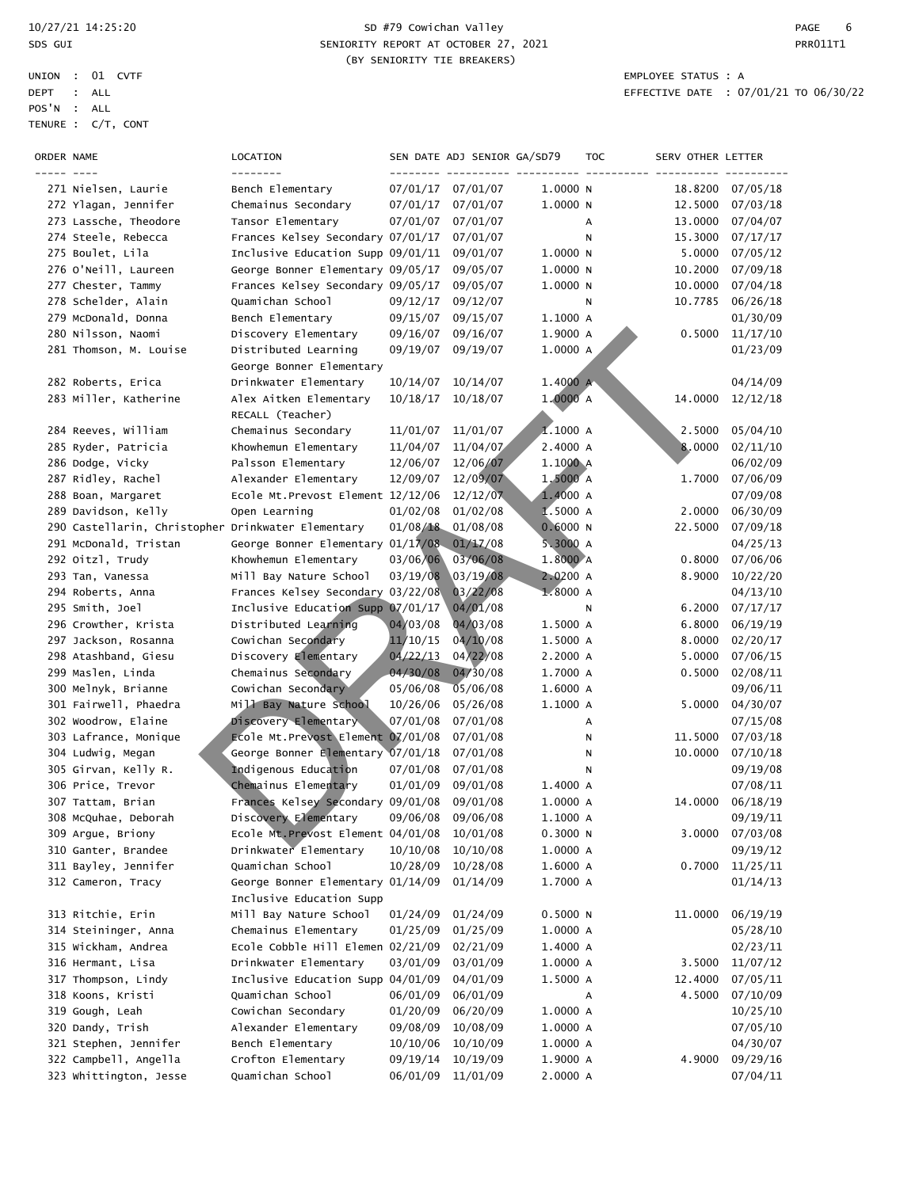SD #79 Cowichan Valley
SENIORITY REPORT AT OCTOBER 27, 2021
(BY SENIORITY TIE BREAKERS)

10/27/21 14:25:20
SDS GUI

PRR011T1

UNION : 01 CVTF
DEPT : ALL
POS'N : ALL
TENURE : C/T, CONT

EMPLOYEE STATUS : A
EFFECTIVE DATE : 07/01/21 TO 06/30/22

| ORDER | NAME | LOCATION | SEN DATE | ADJ SENIOR | GA/SD79 | TOC | SERV OTHER | LETTER |
|---|---|---|---|---|---|---|---|---|
| 271 | Nielsen, Laurie | Bench Elementary | 07/01/17 | 07/01/07 | 1.0000 | N | 18.8200 | 07/05/18 |
| 272 | Ylagan, Jennifer | Chemainus Secondary | 07/01/17 | 07/01/07 | 1.0000 | N | 12.5000 | 07/03/18 |
| 273 | Lassche, Theodore | Tansor Elementary | 07/01/07 | 07/01/07 | | A | 13.0000 | 07/04/07 |
| 274 | Steele, Rebecca | Frances Kelsey Secondary | 07/01/17 | 07/01/07 | | N | 15.3000 | 07/17/17 |
| 275 | Boulet, Lila | Inclusive Education Supp | 09/01/11 | 09/01/07 | 1.0000 | N | 5.0000 | 07/05/12 |
| 276 | O'Neill, Laureen | George Bonner Elementary | 09/05/17 | 09/05/07 | 1.0000 | N | 10.2000 | 07/09/18 |
| 277 | Chester, Tammy | Frances Kelsey Secondary | 09/05/17 | 09/05/07 | 1.0000 | N | 10.0000 | 07/04/18 |
| 278 | Schelder, Alain | Quamichan School | 09/12/17 | 09/12/07 | | N | 10.7785 | 06/26/18 |
| 279 | McDonald, Donna | Bench Elementary | 09/15/07 | 09/15/07 | 1.1000 | A | | 01/30/09 |
| 280 | Nilsson, Naomi | Discovery Elementary | 09/16/07 | 09/16/07 | 1.9000 | A | 0.5000 | 11/17/10 |
| 281 | Thomson, M. Louise | Distributed Learning<br>George Bonner Elementary | 09/19/07 | 09/19/07 | 1.0000 | A | | 01/23/09 |
| 282 | Roberts, Erica | Drinkwater Elementary | 10/14/07 | 10/14/07 | 1.4000 | A | | 04/14/09 |
| 283 | Miller, Katherine | Alex Aitken Elementary<br>RECALL (Teacher) | 10/18/17 | 10/18/07 | 1.0000 | A | 14.0000 | 12/12/18 |
| 284 | Reeves, William | Chemainus Secondary | 11/01/07 | 11/01/07 | 1.1000 | A | 2.5000 | 05/04/10 |
| 285 | Ryder, Patricia | Khowhemun Elementary | 11/04/07 | 11/04/07 | 2.4000 | A | 8.0000 | 02/11/10 |
| 286 | Dodge, Vicky | Palsson Elementary | 12/06/07 | 12/06/07 | 1.1000 | A | | 06/02/09 |
| 287 | Ridley, Rachel | Alexander Elementary | 12/09/07 | 12/09/07 | 1.5000 | A | 1.7000 | 07/06/09 |
| 288 | Boan, Margaret | Ecole Mt.Prevost Element | 12/12/06 | 12/12/07 | 1.4000 | A | | 07/09/08 |
| 289 | Davidson, Kelly | Open Learning | 01/02/08 | 01/02/08 | 1.5000 | A | 2.0000 | 06/30/09 |
| 290 | Castellarin, Christopher | Drinkwater Elementary | 01/08/18 | 01/08/08 | 0.6000 | N | 22.5000 | 07/09/18 |
| 291 | McDonald, Tristan | George Bonner Elementary | 01/17/08 | 01/17/08 | 5.3000 | A | | 04/25/13 |
| 292 | Oitzl, Trudy | Khowhemun Elementary | 03/06/06 | 03/06/08 | 1.8000 | A | 0.8000 | 07/06/06 |
| 293 | Tan, Vanessa | Mill Bay Nature School | 03/19/08 | 03/19/08 | 2.0200 | A | 8.9000 | 10/22/20 |
| 294 | Roberts, Anna | Frances Kelsey Secondary | 03/22/08 | 03/22/08 | 1.8000 | A | | 04/13/10 |
| 295 | Smith, Joel | Inclusive Education Supp | 07/01/17 | 04/01/08 | | N | 6.2000 | 07/17/17 |
| 296 | Crowther, Krista | Distributed Learning | 04/03/08 | 04/03/08 | 1.5000 | A | 6.8000 | 06/19/19 |
| 297 | Jackson, Rosanna | Cowichan Secondary | 11/10/15 | 04/10/08 | 1.5000 | A | 8.0000 | 02/20/17 |
| 298 | Atashband, Giesu | Discovery Elementary | 04/22/13 | 04/22/08 | 2.2000 | A | 5.0000 | 07/06/15 |
| 299 | Maslen, Linda | Chemainus Secondary | 04/30/08 | 04/30/08 | 1.7000 | A | 0.5000 | 02/08/11 |
| 300 | Melnyk, Brianne | Cowichan Secondary | 05/06/08 | 05/06/08 | 1.6000 | A | | 09/06/11 |
| 301 | Fairwell, Phaedra | Mill Bay Nature School | 10/26/06 | 05/26/08 | 1.1000 | A | 5.0000 | 04/30/07 |
| 302 | Woodrow, Elaine | Discovery Elementary | 07/01/08 | 07/01/08 | | A | | 07/15/08 |
| 303 | Lafrance, Monique | Ecole Mt.Prevost Element | 07/01/08 | 07/01/08 | | N | 11.5000 | 07/03/18 |
| 304 | Ludwig, Megan | George Bonner Elementary | 07/01/18 | 07/01/08 | | N | 10.0000 | 07/10/18 |
| 305 | Girvan, Kelly R. | Indigenous Education | 07/01/08 | 07/01/08 | | N | | 09/19/08 |
| 306 | Price, Trevor | Chemainus Elementary | 01/01/09 | 09/01/08 | 1.4000 | A | | 07/08/11 |
| 307 | Tattam, Brian | Frances Kelsey Secondary | 09/01/08 | 09/01/08 | 1.0000 | A | 14.0000 | 06/18/19 |
| 308 | McQuhae, Deborah | Discovery Elementary | 09/06/08 | 09/06/08 | 1.1000 | A | | 09/19/11 |
| 309 | Argue, Briony | Ecole Mt.Prevost Element | 04/01/08 | 10/01/08 | 0.3000 | N | 3.0000 | 07/03/08 |
| 310 | Ganter, Brandee | Drinkwater Elementary | 10/10/08 | 10/10/08 | 1.0000 | A | | 09/19/12 |
| 311 | Bayley, Jennifer | Quamichan School | 10/28/09 | 10/28/08 | 1.6000 | A | 0.7000 | 11/25/11 |
| 312 | Cameron, Tracy | George Bonner Elementary<br>Inclusive Education Supp | 01/14/09 | 01/14/09 | 1.7000 | A | | 01/14/13 |
| 313 | Ritchie, Erin | Mill Bay Nature School | 01/24/09 | 01/24/09 | 0.5000 | N | 11.0000 | 06/19/19 |
| 314 | Steininger, Anna | Chemainus Elementary | 01/25/09 | 01/25/09 | 1.0000 | A | | 05/28/10 |
| 315 | Wickham, Andrea | Ecole Cobble Hill Elemen | 02/21/09 | 02/21/09 | 1.4000 | A | | 02/23/11 |
| 316 | Hermant, Lisa | Drinkwater Elementary | 03/01/09 | 03/01/09 | 1.0000 | A | 3.5000 | 11/07/12 |
| 317 | Thompson, Lindy | Inclusive Education Supp | 04/01/09 | 04/01/09 | 1.5000 | A | 12.4000 | 07/05/11 |
| 318 | Koons, Kristi | Quamichan School | 06/01/09 | 06/01/09 | | A | 4.5000 | 07/10/09 |
| 319 | Gough, Leah | Cowichan Secondary | 01/20/09 | 06/20/09 | 1.0000 | A | | 10/25/10 |
| 320 | Dandy, Trish | Alexander Elementary | 09/08/09 | 10/08/09 | 1.0000 | A | | 07/05/10 |
| 321 | Stephen, Jennifer | Bench Elementary | 10/10/06 | 10/10/09 | 1.0000 | A | | 04/30/07 |
| 322 | Campbell, Angella | Crofton Elementary | 09/19/14 | 10/19/09 | 1.9000 | A | 4.9000 | 09/29/16 |
| 323 | Whittington, Jesse | Quamichan School | 06/01/09 | 11/01/09 | 2.0000 | A | | 07/04/11 |

DRAFT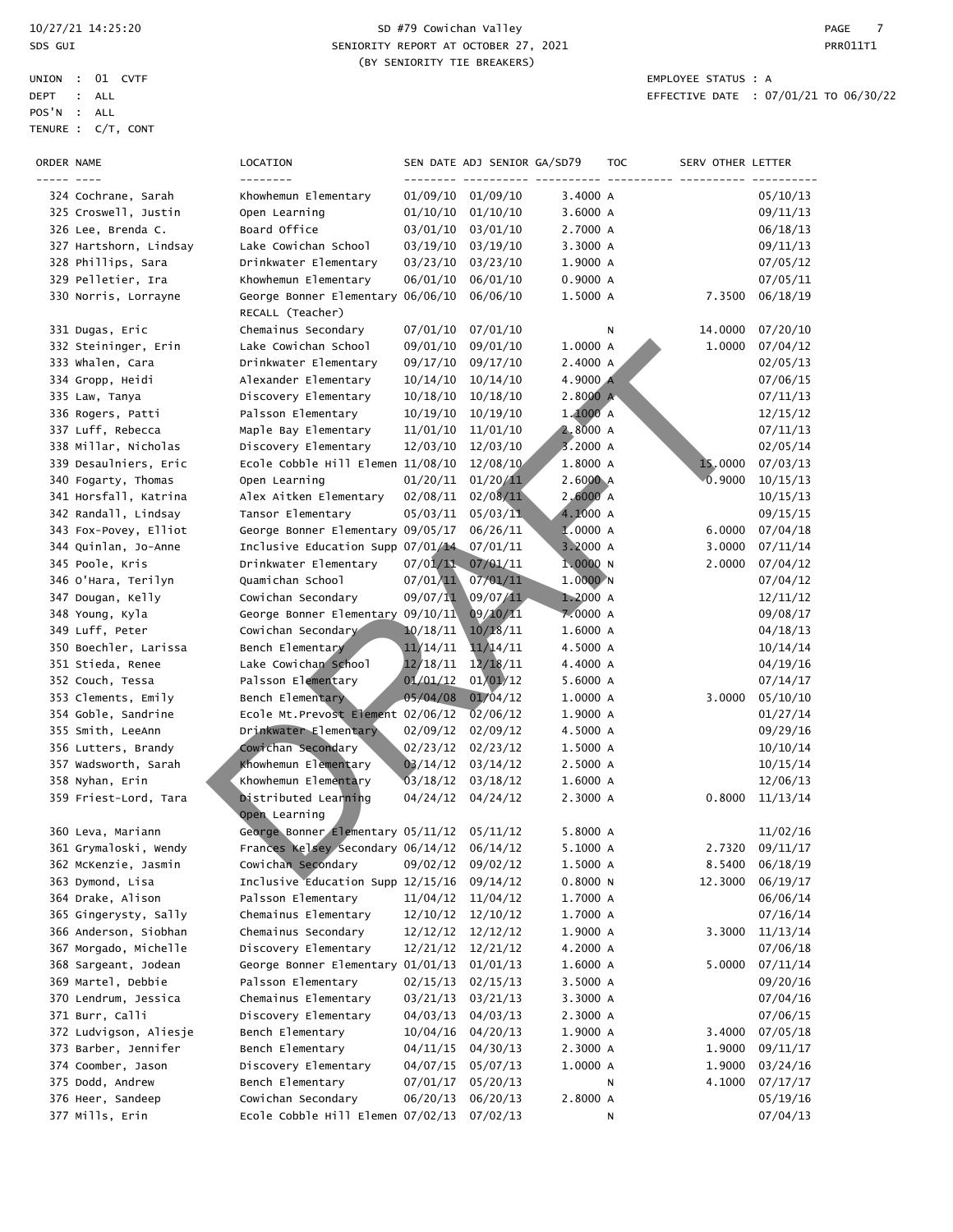SD #79 Cowichan Valley
SENIORITY REPORT AT OCTOBER 27, 2021
(BY SENIORITY TIE BREAKERS)

10/27/21 14:25:20
SDS GUI

PRR011T1

UNION : 01 CVTF
DEPT : ALL
POS'N : ALL
TENURE : C/T, CONT

EMPLOYEE STATUS : A
EFFECTIVE DATE : 07/01/21 TO 06/30/22

| ORDER | NAME | LOCATION | SEN DATE | ADJ SENIOR | GA/SD79 | TOC | SERV OTHER | LETTER |
|---|---|---|---|---|---|---|---|---|
| 324 | Cochrane, Sarah | Khowhemun Elementary | 01/09/10 | 01/09/10 | 3.4000 | A | | 05/10/13 |
| 325 | Croswell, Justin | Open Learning | 01/10/10 | 01/10/10 | 3.6000 | A | | 09/11/13 |
| 326 | Lee, Brenda C. | Board Office | 03/01/10 | 03/01/10 | 2.7000 | A | | 06/18/13 |
| 327 | Hartshorn, Lindsay | Lake Cowichan School | 03/19/10 | 03/19/10 | 3.3000 | A | | 09/11/13 |
| 328 | Phillips, Sara | Drinkwater Elementary | 03/23/10 | 03/23/10 | 1.9000 | A | | 07/05/12 |
| 329 | Pelletier, Ira | Khowhemun Elementary | 06/01/10 | 06/01/10 | 0.9000 | A | | 07/05/11 |
| 330 | Norris, Lorrayne | George Bonner Elementary RECALL (Teacher) | 06/06/10 | 06/06/10 | 1.5000 | A | 7.3500 | 06/18/19 |
| 331 | Dugas, Eric | Chemainus Secondary | 07/01/10 | 07/01/10 | | N | 14.0000 | 07/20/10 |
| 332 | Steininger, Erin | Lake Cowichan School | 09/01/10 | 09/01/10 | 1.0000 | A | 1.0000 | 07/04/12 |
| 333 | Whalen, Cara | Drinkwater Elementary | 09/17/10 | 09/17/10 | 2.4000 | A | | 02/05/13 |
| 334 | Gropp, Heidi | Alexander Elementary | 10/14/10 | 10/14/10 | 4.9000 | A | | 07/06/15 |
| 335 | Law, Tanya | Discovery Elementary | 10/18/10 | 10/18/10 | 2.8000 | A | | 07/11/13 |
| 336 | Rogers, Patti | Palsson Elementary | 10/19/10 | 10/19/10 | 1.1000 | A | | 12/15/12 |
| 337 | Luff, Rebecca | Maple Bay Elementary | 11/01/10 | 11/01/10 | 2.8000 | A | | 07/11/13 |
| 338 | Millar, Nicholas | Discovery Elementary | 12/03/10 | 12/03/10 | 3.2000 | A | | 02/05/14 |
| 339 | Desaulniers, Eric | Ecole Cobble Hill Elemen | 11/08/10 | 12/08/10 | 1.8000 | A | 15.0000 | 07/03/13 |
| 340 | Fogarty, Thomas | Open Learning | 01/20/11 | 01/20/11 | 2.6000 | A | 0.9000 | 10/15/13 |
| 341 | Horsfall, Katrina | Alex Aitken Elementary | 02/08/11 | 02/08/11 | 2.6000 | A | | 10/15/13 |
| 342 | Randall, Lindsay | Tansor Elementary | 05/03/11 | 05/03/11 | 4.1000 | A | | 09/15/15 |
| 343 | Fox-Povey, Elliot | George Bonner Elementary | 09/05/17 | 06/26/11 | 1.0000 | A | 6.0000 | 07/04/18 |
| 344 | Quinlan, Jo-Anne | Inclusive Education Supp | 07/01/14 | 07/01/11 | 3.2000 | A | 3.0000 | 07/11/14 |
| 345 | Poole, Kris | Drinkwater Elementary | 07/01/11 | 07/01/11 | 1.0000 | N | 2.0000 | 07/04/12 |
| 346 | O'Hara, Terilyn | Quamichan School | 07/01/11 | 07/01/11 | 1.0000 | N | | 07/04/12 |
| 347 | Dougan, Kelly | Cowichan Secondary | 09/07/11 | 09/07/11 | 1.2000 | A | | 12/11/12 |
| 348 | Young, Kyla | George Bonner Elementary | 09/10/11 | 09/10/11 | 7.0000 | A | | 09/08/17 |
| 349 | Luff, Peter | Cowichan Secondary | 10/18/11 | 10/18/11 | 1.6000 | A | | 04/18/13 |
| 350 | Boechler, Larissa | Bench Elementary | 11/14/11 | 11/14/11 | 4.5000 | A | | 10/14/14 |
| 351 | Stieda, Renee | Lake Cowichan School | 12/18/11 | 12/18/11 | 4.4000 | A | | 04/19/16 |
| 352 | Couch, Tessa | Palsson Elementary | 01/01/12 | 01/01/12 | 5.6000 | A | | 07/14/17 |
| 353 | Clements, Emily | Bench Elementary | 05/04/08 | 01/04/12 | 1.0000 | A | 3.0000 | 05/10/10 |
| 354 | Goble, Sandrine | Ecole Mt.Prevost Element | 02/06/12 | 02/06/12 | 1.9000 | A | | 01/27/14 |
| 355 | Smith, LeeAnn | Drinkwater Elementary | 02/09/12 | 02/09/12 | 4.5000 | A | | 09/29/16 |
| 356 | Lutters, Brandy | Cowichan Secondary | 02/23/12 | 02/23/12 | 1.5000 | A | | 10/10/14 |
| 357 | Wadsworth, Sarah | Khowhemun Elementary | 03/14/12 | 03/14/12 | 2.5000 | A | | 10/15/14 |
| 358 | Nyhan, Erin | Khowhemun Elementary | 03/18/12 | 03/18/12 | 1.6000 | A | | 12/06/13 |
| 359 | Friest-Lord, Tara | Distributed Learning Open Learning | 04/24/12 | 04/24/12 | 2.3000 | A | 0.8000 | 11/13/14 |
| 360 | Leva, Mariann | George Bonner Elementary | 05/11/12 | 05/11/12 | 5.8000 | A | | 11/02/16 |
| 361 | Grymaloski, Wendy | Frances Kelsey Secondary | 06/14/12 | 06/14/12 | 5.1000 | A | 2.7320 | 09/11/17 |
| 362 | McKenzie, Jasmin | Cowichan Secondary | 09/02/12 | 09/02/12 | 1.5000 | A | 8.5400 | 06/18/19 |
| 363 | Dymond, Lisa | Inclusive Education Supp | 12/15/16 | 09/14/12 | 0.8000 | N | 12.3000 | 06/19/17 |
| 364 | Drake, Alison | Palsson Elementary | 11/04/12 | 11/04/12 | 1.7000 | A | | 06/06/14 |
| 365 | Gingerysty, Sally | Chemainus Elementary | 12/10/12 | 12/10/12 | 1.7000 | A | | 07/16/14 |
| 366 | Anderson, Siobhan | Chemainus Secondary | 12/12/12 | 12/12/12 | 1.9000 | A | 3.3000 | 11/13/14 |
| 367 | Morgado, Michelle | Discovery Elementary | 12/21/12 | 12/21/12 | 4.2000 | A | | 07/06/18 |
| 368 | Sargeant, Jodean | George Bonner Elementary | 01/01/13 | 01/01/13 | 1.6000 | A | 5.0000 | 07/11/14 |
| 369 | Martel, Debbie | Palsson Elementary | 02/15/13 | 02/15/13 | 3.5000 | A | | 09/20/16 |
| 370 | Lendrum, Jessica | Chemainus Elementary | 03/21/13 | 03/21/13 | 3.3000 | A | | 07/04/16 |
| 371 | Burr, Calli | Discovery Elementary | 04/03/13 | 04/03/13 | 2.3000 | A | | 07/06/15 |
| 372 | Ludvigson, Aliesje | Bench Elementary | 10/04/16 | 04/20/13 | 1.9000 | A | 3.4000 | 07/05/18 |
| 373 | Barber, Jennifer | Bench Elementary | 04/11/15 | 04/30/13 | 2.3000 | A | 1.9000 | 09/11/17 |
| 374 | Coomber, Jason | Discovery Elementary | 04/07/15 | 05/07/13 | 1.0000 | A | 1.9000 | 03/24/16 |
| 375 | Dodd, Andrew | Bench Elementary | 07/01/17 | 05/20/13 | | N | 4.1000 | 07/17/17 |
| 376 | Heer, Sandeep | Cowichan Secondary | 06/20/13 | 06/20/13 | 2.8000 | A | | 05/19/16 |
| 377 | Mills, Erin | Ecole Cobble Hill Elemen | 07/02/13 | 07/02/13 | | N | | 07/04/13 |

DRAFT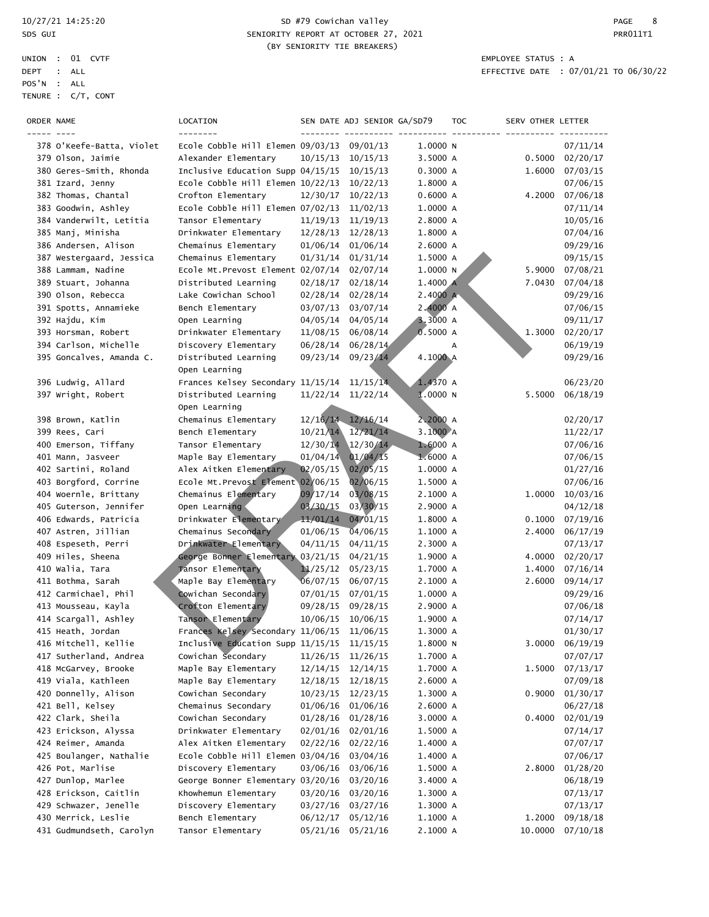10/27/21 14:25:20
SDS GUI

SD #79 Cowichan Valley
SENIORITY REPORT AT OCTOBER 27, 2021
(BY SENIORITY TIE BREAKERS)

PRR011T1

UNION : 01 CVTF
DEPT : ALL
POS'N : ALL
TENURE : C/T, CONT

EMPLOYEE STATUS : A
EFFECTIVE DATE : 07/01/21 TO 06/30/22

| ORDER | NAME | LOCATION | SEN DATE | ADJ SENIOR | GA/SD79 | TOC | SERV OTHER | LETTER |
|---|---|---|---|---|---|---|---|---|
| 378 | O'Keefe-Batta, Violet | Ecole Cobble Hill Elemen | 09/03/13 | 09/01/13 | 1.0000 | N | | 07/11/14 |
| 379 | Olson, Jaimie | Alexander Elementary | 10/15/13 | 10/15/13 | 3.5000 | A | 0.5000 | 02/20/17 |
| 380 | Geres-Smith, Rhonda | Inclusive Education Supp | 04/15/15 | 10/15/13 | 0.3000 | A | 1.6000 | 07/03/15 |
| 381 | Izard, Jenny | Ecole Cobble Hill Elemen | 10/22/13 | 10/22/13 | 1.8000 | A | | 07/06/15 |
| 382 | Thomas, Chantal | Crofton Elementary | 12/30/17 | 10/22/13 | 0.6000 | A | 4.2000 | 07/06/18 |
| 383 | Goodwin, Ashley | Ecole Cobble Hill Elemen | 07/02/13 | 11/02/13 | 1.0000 | A | | 07/11/14 |
| 384 | Vanderwilt, Letitia | Tansor Elementary | 11/19/13 | 11/19/13 | 2.8000 | A | | 10/05/16 |
| 385 | Manj, Minisha | Drinkwater Elementary | 12/28/13 | 12/28/13 | 1.8000 | A | | 07/04/16 |
| 386 | Andersen, Alison | Chemainus Elementary | 01/06/14 | 01/06/14 | 2.6000 | A | | 09/29/16 |
| 387 | Westergaard, Jessica | Chemainus Elementary | 01/31/14 | 01/31/14 | 1.5000 | A | | 09/15/15 |
| 388 | Lammam, Nadine | Ecole Mt.Prevost Element | 02/07/14 | 02/07/14 | 1.0000 | N | 5.9000 | 07/08/21 |
| 389 | Stuart, Johanna | Distributed Learning | 02/18/17 | 02/18/14 | 1.4000 | A | 7.0430 | 07/04/18 |
| 390 | Olson, Rebecca | Lake Cowichan School | 02/28/14 | 02/28/14 | 2.4000 | A | | 09/29/16 |
| 391 | Spotts, Annamieke | Bench Elementary | 03/07/13 | 03/07/14 | 2.4000 | A | | 07/06/15 |
| 392 | Hajdu, Kim | Open Learning | 04/05/14 | 04/05/14 | 3.3000 | A | | 09/11/17 |
| 393 | Horsman, Robert | Drinkwater Elementary | 11/08/15 | 06/08/14 | 0.5000 | A | 1.3000 | 02/20/17 |
| 394 | Carlson, Michelle | Discovery Elementary | 06/28/14 | 06/28/14 | | A | | 06/19/19 |
| 395 | Goncalves, Amanda C. | Distributed Learning<br>Open Learning | 09/23/14 | 09/23/14 | 4.1000 | A | | 09/29/16 |
| 396 | Ludwig, Allard | Frances Kelsey Secondary | 11/15/14 | 11/15/14 | 1.4370 | A | | 06/23/20 |
| 397 | Wright, Robert | Distributed Learning<br>Open Learning | 11/22/14 | 11/22/14 | 1.0000 | N | 5.5000 | 06/18/19 |
| 398 | Brown, Katlin | Chemainus Elementary | 12/16/14 | 12/16/14 | 2.2000 | A | | 02/20/17 |
| 399 | Rees, Cari | Bench Elementary | 10/21/14 | 12/21/14 | 3.1000 | A | | 11/22/17 |
| 400 | Emerson, Tiffany | Tansor Elementary | 12/30/14 | 12/30/14 | 1.6000 | A | | 07/06/16 |
| 401 | Mann, Jasveer | Maple Bay Elementary | 01/04/14 | 01/04/15 | 1.6000 | A | | 07/06/15 |
| 402 | Sartini, Roland | Alex Aitken Elementary | 02/05/15 | 02/05/15 | 1.0000 | A | | 01/27/16 |
| 403 | Borgford, Corrine | Ecole Mt.Prevost Element | 02/06/15 | 02/06/15 | 1.5000 | A | | 07/06/16 |
| 404 | Woernle, Brittany | Chemainus Elementary | 09/17/14 | 03/08/15 | 2.1000 | A | 1.0000 | 10/03/16 |
| 405 | Guterson, Jennifer | Open Learning | 03/30/15 | 03/30/15 | 2.9000 | A | | 04/12/18 |
| 406 | Edwards, Patricia | Drinkwater Elementary | 11/01/14 | 04/01/15 | 1.8000 | A | 0.1000 | 07/19/16 |
| 407 | Astren, Jillian | Chemainus Secondary | 01/06/15 | 04/06/15 | 1.1000 | A | 2.4000 | 06/17/19 |
| 408 | Espeseth, Perri | Drinkwater Elementary | 04/11/15 | 04/11/15 | 2.3000 | A | | 07/13/17 |
| 409 | Hiles, Sheena | George Bonner Elementary | 03/21/15 | 04/21/15 | 1.9000 | A | 4.0000 | 02/20/17 |
| 410 | Walia, Tara | Tansor Elementary | 11/25/12 | 05/23/15 | 1.7000 | A | 1.4000 | 07/16/14 |
| 411 | Bothma, Sarah | Maple Bay Elementary | 06/07/15 | 06/07/15 | 2.1000 | A | 2.6000 | 09/14/17 |
| 412 | Carmichael, Phil | Cowichan Secondary | 07/01/15 | 07/01/15 | 1.0000 | A | | 09/29/16 |
| 413 | Mousseau, Kayla | Crofton Elementary | 09/28/15 | 09/28/15 | 2.9000 | A | | 07/06/18 |
| 414 | Scargall, Ashley | Tansor Elementary | 10/06/15 | 10/06/15 | 1.9000 | A | | 07/14/17 |
| 415 | Heath, Jordan | Frances Kelsey Secondary | 11/06/15 | 11/06/15 | 1.3000 | A | | 01/30/17 |
| 416 | Mitchell, Kellie | Inclusive Education Supp | 11/15/15 | 11/15/15 | 1.8000 | N | 3.0000 | 06/19/19 |
| 417 | Sutherland, Andrea | Cowichan Secondary | 11/26/15 | 11/26/15 | 1.7000 | A | | 07/07/17 |
| 418 | McGarvey, Brooke | Maple Bay Elementary | 12/14/15 | 12/14/15 | 1.7000 | A | 1.5000 | 07/13/17 |
| 419 | Viala, Kathleen | Maple Bay Elementary | 12/18/15 | 12/18/15 | 2.6000 | A | | 07/09/18 |
| 420 | Donnelly, Alison | Cowichan Secondary | 10/23/15 | 12/23/15 | 1.3000 | A | 0.9000 | 01/30/17 |
| 421 | Bell, Kelsey | Chemainus Secondary | 01/06/16 | 01/06/16 | 2.6000 | A | | 06/27/18 |
| 422 | Clark, Sheila | Cowichan Secondary | 01/28/16 | 01/28/16 | 3.0000 | A | 0.4000 | 02/01/19 |
| 423 | Erickson, Alyssa | Drinkwater Elementary | 02/01/16 | 02/01/16 | 1.5000 | A | | 07/14/17 |
| 424 | Reimer, Amanda | Alex Aitken Elementary | 02/22/16 | 02/22/16 | 1.4000 | A | | 07/07/17 |
| 425 | Boulanger, Nathalie | Ecole Cobble Hill Elemen | 03/04/16 | 03/04/16 | 1.4000 | A | | 07/06/17 |
| 426 | Pot, Marlise | Discovery Elementary | 03/06/16 | 03/06/16 | 1.5000 | A | 2.8000 | 01/28/20 |
| 427 | Dunlop, Marlee | George Bonner Elementary | 03/20/16 | 03/20/16 | 3.4000 | A | | 06/18/19 |
| 428 | Erickson, Caitlin | Khowhemun Elementary | 03/20/16 | 03/20/16 | 1.3000 | A | | 07/13/17 |
| 429 | Schwazer, Jenelle | Discovery Elementary | 03/27/16 | 03/27/16 | 1.3000 | A | | 07/13/17 |
| 430 | Merrick, Leslie | Bench Elementary | 06/12/17 | 05/12/16 | 1.1000 | A | 1.2000 | 09/18/18 |
| 431 | Gudmundseth, Carolyn | Tansor Elementary | 05/21/16 | 05/21/16 | 2.1000 | A | 10.0000 | 07/10/18 |

DRAFT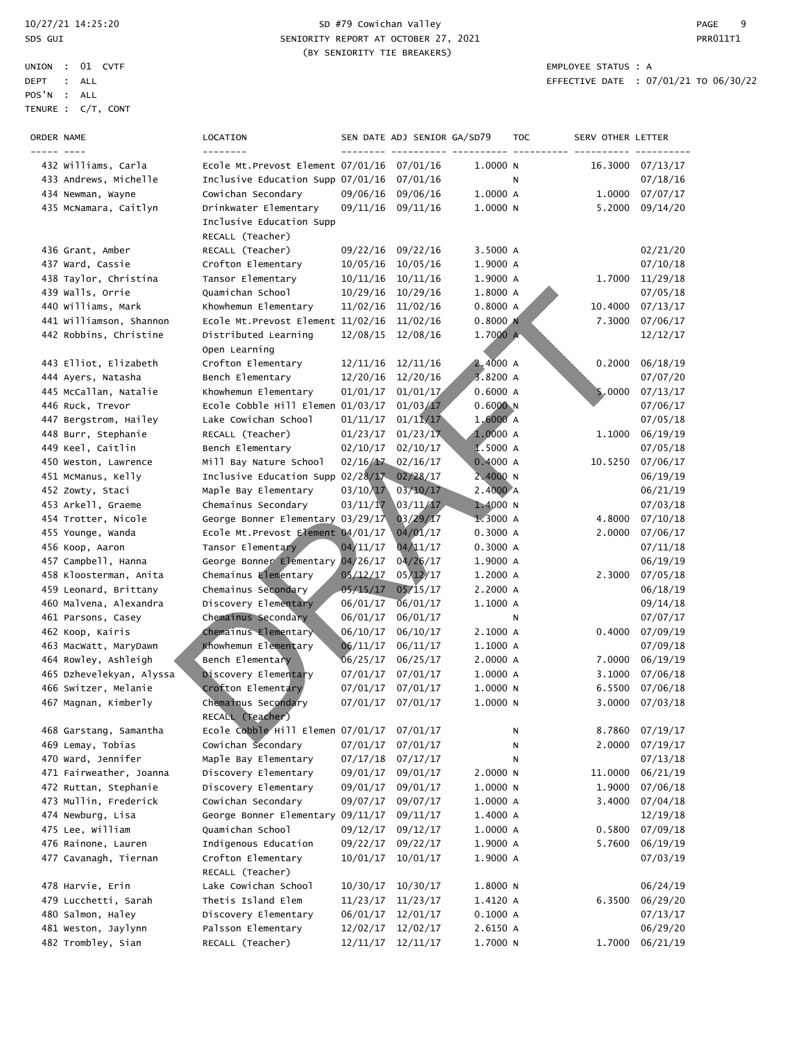SD #79 Cowichan Valley
SENIORITY REPORT AT OCTOBER 27, 2021
(BY SENIORITY TIE BREAKERS)

UNION : 01 CVTF
DEPT : ALL
POS'N : ALL
TENURE : C/T, CONT

EMPLOYEE STATUS : A
EFFECTIVE DATE : 07/01/21 TO 06/30/22

| ORDER | NAME | LOCATION | SEN DATE | ADJ SENIOR | GA/SD79 | TOC | SERV OTHER | LETTER |
|---|---|---|---|---|---|---|---|---|
| 432 | Williams, Carla | Ecole Mt.Prevost Element | 07/01/16 | 07/01/16 | 1.0000 | N | 16.3000 | 07/13/17 |
| 433 | Andrews, Michelle | Inclusive Education Supp | 07/01/16 | 07/01/16 | | N | | 07/18/16 |
| 434 | Newman, Wayne | Cowichan Secondary | 09/06/16 | 09/06/16 | 1.0000 | A | 1.0000 | 07/07/17 |
| 435 | McNamara, Caitlyn | Drinkwater Elementary<br>Inclusive Education Supp<br>RECALL (Teacher) | 09/11/16 | 09/11/16 | 1.0000 | N | 5.2000 | 09/14/20 |
| 436 | Grant, Amber | RECALL (Teacher) | 09/22/16 | 09/22/16 | 3.5000 | A | | 02/21/20 |
| 437 | Ward, Cassie | Crofton Elementary | 10/05/16 | 10/05/16 | 1.9000 | A | | 07/10/18 |
| 438 | Taylor, Christina | Tansor Elementary | 10/11/16 | 10/11/16 | 1.9000 | A | 1.7000 | 11/29/18 |
| 439 | Walls, Orrie | Quamichan School | 10/29/16 | 10/29/16 | 1.8000 | A | | 07/05/18 |
| 440 | Williams, Mark | Khowhemun Elementary | 11/02/16 | 11/02/16 | 0.8000 | A | 10.4000 | 07/13/17 |
| 441 | Williamson, Shannon | Ecole Mt.Prevost Element | 11/02/16 | 11/02/16 | 0.8000 | N | 7.3000 | 07/06/17 |
| 442 | Robbins, Christine | Distributed Learning<br>Open Learning | 12/08/15 | 12/08/16 | 1.7000 | A | | 12/12/17 |
| 443 | Elliot, Elizabeth | Crofton Elementary | 12/11/16 | 12/11/16 | 2.4000 | A | 0.2000 | 06/18/19 |
| 444 | Ayers, Natasha | Bench Elementary | 12/20/16 | 12/20/16 | 3.8200 | A | | 07/07/20 |
| 445 | McCallan, Natalie | Khowhemun Elementary | 01/01/17 | 01/01/17 | 0.6000 | A | 5.0000 | 07/13/17 |
| 446 | Ruck, Trevor | Ecole Cobble Hill Elemen | 01/03/17 | 01/03/17 | 0.6000 | N | | 07/06/17 |
| 447 | Bergstrom, Hailey | Lake Cowichan School | 01/11/17 | 01/11/17 | 1.6000 | A | | 07/05/18 |
| 448 | Burr, Stephanie | RECALL (Teacher) | 01/23/17 | 01/23/17 | 1.0000 | A | 1.1000 | 06/19/19 |
| 449 | Keel, Caitlin | Bench Elementary | 02/10/17 | 02/10/17 | 1.5000 | A | | 07/05/18 |
| 450 | Weston, Lawrence | Mill Bay Nature School | 02/16/17 | 02/16/17 | 0.4000 | A | 10.5250 | 07/06/17 |
| 451 | McManus, Kelly | Inclusive Education Supp | 02/28/17 | 02/28/17 | 2.4000 | N | | 06/19/19 |
| 452 | Zowty, Staci | Maple Bay Elementary | 03/10/17 | 03/10/17 | 2.4000 | A | | 06/21/19 |
| 453 | Arkell, Graeme | Chemainus Secondary | 03/11/17 | 03/11/17 | 1.4000 | N | | 07/03/18 |
| 454 | Trotter, Nicole | George Bonner Elementary | 03/29/17 | 03/29/17 | 1.3000 | A | 4.8000 | 07/10/18 |
| 455 | Younge, Wanda | Ecole Mt.Prevost Element | 04/01/17 | 04/01/17 | 0.3000 | A | 2.0000 | 07/06/17 |
| 456 | Koop, Aaron | Tansor Elementary | 04/11/17 | 04/11/17 | 0.3000 | A | | 07/11/18 |
| 457 | Campbell, Hanna | George Bonner Elementary | 04/26/17 | 04/26/17 | 1.9000 | A | | 06/19/19 |
| 458 | Kloosterman, Anita | Chemainus Elementary | 05/12/17 | 05/12/17 | 1.2000 | A | 2.3000 | 07/05/18 |
| 459 | Leonard, Brittany | Chemainus Secondary | 05/15/17 | 05/15/17 | 2.2000 | A | | 06/18/19 |
| 460 | Malvena, Alexandra | Discovery Elementary | 06/01/17 | 06/01/17 | 1.1000 | A | | 09/14/18 |
| 461 | Parsons, Casey | Chemainus Secondary | 06/01/17 | 06/01/17 | | N | | 07/07/17 |
| 462 | Koop, Kairis | Chemainus Elementary | 06/10/17 | 06/10/17 | 2.1000 | A | 0.4000 | 07/09/19 |
| 463 | MacWatt, MaryDawn | Khowhemun Elementary | 06/11/17 | 06/11/17 | 1.1000 | A | | 07/09/18 |
| 464 | Rowley, Ashleigh | Bench Elementary | 06/25/17 | 06/25/17 | 2.0000 | A | 7.0000 | 06/19/19 |
| 465 | Dzhevelekyan, Alyssa | Discovery Elementary | 07/01/17 | 07/01/17 | 1.0000 | A | 3.1000 | 07/06/18 |
| 466 | Switzer, Melanie | Crofton Elementary | 07/01/17 | 07/01/17 | 1.0000 | N | 6.5500 | 07/06/18 |
| 467 | Magnan, Kimberly | Chemainus Secondary<br>RECALL (Teacher) | 07/01/17 | 07/01/17 | 1.0000 | N | 3.0000 | 07/03/18 |
| 468 | Garstang, Samantha | Ecole Cobble Hill Elemen | 07/01/17 | 07/01/17 | | N | 8.7860 | 07/19/17 |
| 469 | Lemay, Tobias | Cowichan Secondary | 07/01/17 | 07/01/17 | | N | 2.0000 | 07/19/17 |
| 470 | Ward, Jennifer | Maple Bay Elementary | 07/17/18 | 07/17/17 | | N | | 07/13/18 |
| 471 | Fairweather, Joanna | Discovery Elementary | 09/01/17 | 09/01/17 | 2.0000 | N | 11.0000 | 06/21/19 |
| 472 | Ruttan, Stephanie | Discovery Elementary | 09/01/17 | 09/01/17 | 1.0000 | N | 1.9000 | 07/06/18 |
| 473 | Mullin, Frederick | Cowichan Secondary | 09/07/17 | 09/07/17 | 1.0000 | A | 3.4000 | 07/04/18 |
| 474 | Newburg, Lisa | George Bonner Elementary | 09/11/17 | 09/11/17 | 1.4000 | A | | 12/19/18 |
| 475 | Lee, William | Quamichan School | 09/12/17 | 09/12/17 | 1.0000 | A | 0.5800 | 07/09/18 |
| 476 | Rainone, Lauren | Indigenous Education | 09/22/17 | 09/22/17 | 1.9000 | A | 5.7600 | 06/19/19 |
| 477 | Cavanagh, Tiernan | Crofton Elementary<br>RECALL (Teacher) | 10/01/17 | 10/01/17 | 1.9000 | A | | 07/03/19 |
| 478 | Harvie, Erin | Lake Cowichan School | 10/30/17 | 10/30/17 | 1.8000 | N | | 06/24/19 |
| 479 | Lucchetti, Sarah | Thetis Island Elem | 11/23/17 | 11/23/17 | 1.4120 | A | 6.3500 | 06/29/20 |
| 480 | Salmon, Haley | Discovery Elementary | 06/01/17 | 12/01/17 | 0.1000 | A | | 07/13/17 |
| 481 | Weston, Jaylynn | Palsson Elementary | 12/02/17 | 12/02/17 | 2.6150 | A | | 06/29/20 |
| 482 | Trombley, Sian | RECALL (Teacher) | 12/11/17 | 12/11/17 | 1.7000 | N | 1.7000 | 06/21/19 |

DRAFT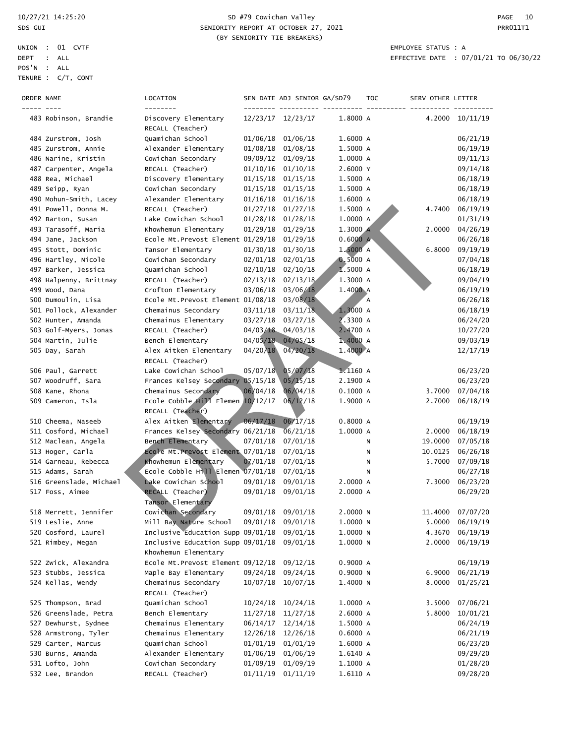SD #79 Cowichan Valley
SENIORITY REPORT AT OCTOBER 27, 2021
(BY SENIORITY TIE BREAKERS)

UNION : 01 CVTF
DEPT : ALL
POS'N : ALL
TENURE : C/T, CONT

EMPLOYEE STATUS : A
EFFECTIVE DATE : 07/01/21 TO 06/30/22

| ORDER | NAME | LOCATION | SEN DATE | ADJ SENIOR | GA/SD79 | TOC | SERV OTHER | LETTER |
|---|---|---|---|---|---|---|---|---|
| 483 | Robinson, Brandie | Discovery Elementary<br>RECALL (Teacher) | 12/23/17 | 12/23/17 | 1.8000 | A | 4.2000 | 10/11/19 |
| 484 | Zurstrom, Josh | Quamichan School | 01/06/18 | 01/06/18 | 1.6000 | A | | 06/21/19 |
| 485 | Zurstrom, Annie | Alexander Elementary | 01/08/18 | 01/08/18 | 1.5000 | A | | 06/19/19 |
| 486 | Narine, Kristin | Cowichan Secondary | 09/09/12 | 01/09/18 | 1.0000 | A | | 09/11/13 |
| 487 | Carpenter, Angela | RECALL (Teacher) | 01/10/16 | 01/10/18 | 2.6000 | Y | | 09/14/18 |
| 488 | Rea, Michael | Discovery Elementary | 01/15/18 | 01/15/18 | 1.5000 | A | | 06/18/19 |
| 489 | Seipp, Ryan | Cowichan Secondary | 01/15/18 | 01/15/18 | 1.5000 | A | | 06/18/19 |
| 490 | Mohun-Smith, Lacey | Alexander Elementary | 01/16/18 | 01/16/18 | 1.6000 | A | | 06/18/19 |
| 491 | Powell, Donna M. | RECALL (Teacher) | 01/27/18 | 01/27/18 | 1.5000 | A | 4.7400 | 06/19/19 |
| 492 | Barton, Susan | Lake Cowichan School | 01/28/18 | 01/28/18 | 1.0000 | A | | 01/31/19 |
| 493 | Tarasoff, Maria | Khowhemun Elementary | 01/29/18 | 01/29/18 | 1.3000 | A | 2.0000 | 04/26/19 |
| 494 | Jane, Jackson | Ecole Mt.Prevost Element | 01/29/18 | 01/29/18 | 0.6000 | A | | 06/26/18 |
| 495 | Stott, Dominic | Tansor Elementary | 01/30/18 | 01/30/18 | 1.5000 | A | 6.8000 | 09/19/19 |
| 496 | Hartley, Nicole | Cowichan Secondary | 02/01/18 | 02/01/18 | 0.5000 | A | | 07/04/18 |
| 497 | Barker, Jessica | Quamichan School | 02/10/18 | 02/10/18 | 1.5000 | A | | 06/18/19 |
| 498 | Halpenny, Brittnay | RECALL (Teacher) | 02/13/18 | 02/13/18 | 1.3000 | A | | 09/04/19 |
| 499 | Wood, Dana | Crofton Elementary | 03/06/18 | 03/06/18 | 1.4000 | A | | 06/19/19 |
| 500 | Dumoulin, Lisa | Ecole Mt.Prevost Element | 01/08/18 | 03/08/18 | | A | | 06/26/18 |
| 501 | Pollock, Alexander | Chemainus Secondary | 03/11/18 | 03/11/18 | 1.3000 | A | | 06/18/19 |
| 502 | Hunter, Amanda | Chemainus Elementary | 03/27/18 | 03/27/18 | 2.3300 | A | | 06/24/20 |
| 503 | Golf-Myers, Jonas | RECALL (Teacher) | 04/03/18 | 04/03/18 | 2.4700 | A | | 10/27/20 |
| 504 | Martin, Julie | Bench Elementary | 04/05/18 | 04/05/18 | 1.4000 | A | | 09/03/19 |
| 505 | Day, Sarah | Alex Aitken Elementary<br>RECALL (Teacher) | 04/20/18 | 04/20/18 | 1.4000 | A | | 12/17/19 |
| 506 | Paul, Garrett | Lake Cowichan School | 05/07/18 | 05/07/18 | 1.1160 | A | | 06/23/20 |
| 507 | Woodruff, Sara | Frances Kelsey Secondary | 05/15/18 | 05/15/18 | 2.1900 | A | | 06/23/20 |
| 508 | Kane, Rhona | Chemainus Secondary | 06/04/18 | 06/04/18 | 0.1000 | A | 3.7000 | 07/04/18 |
| 509 | Cameron, Isla | Ecole Cobble Hill Elemen<br>RECALL (Teacher) | 10/12/17 | 06/12/18 | 1.9000 | A | 2.7000 | 06/18/19 |
| 510 | Cheema, Naseeb | Alex Aitken Elementary | 06/17/18 | 06/17/18 | 0.8000 | A | | 06/19/19 |
| 511 | Cosford, Michael | Frances Kelsey Secondary | 06/21/18 | 06/21/18 | 1.0000 | A | 2.0000 | 06/18/19 |
| 512 | Maclean, Angela | Bench Elementary | 07/01/18 | 07/01/18 | | N | 19.0000 | 07/05/18 |
| 513 | Hoger, Carla | Ecole Mt.Prevost Element | 07/01/18 | 07/01/18 | | N | 10.0125 | 06/26/18 |
| 514 | Garneau, Rebecca | Khowhemun Elementary | 07/01/18 | 07/01/18 | | N | 5.7000 | 07/09/18 |
| 515 | Adams, Sarah | Ecole Cobble Hill Elemen | 07/01/18 | 07/01/18 | | N | | 06/27/18 |
| 516 | Greenslade, Michael | Lake Cowichan School | 09/01/18 | 09/01/18 | 2.0000 | A | 7.3000 | 06/23/20 |
| 517 | Foss, Aimee | RECALL (Teacher)<br>Tansor Elementary | 09/01/18 | 09/01/18 | 2.0000 | A | | 06/29/20 |
| 518 | Merrett, Jennifer | Cowichan Secondary | 09/01/18 | 09/01/18 | 2.0000 | N | 11.4000 | 07/07/20 |
| 519 | Leslie, Anne | Mill Bay Nature School | 09/01/18 | 09/01/18 | 1.0000 | N | 5.0000 | 06/19/19 |
| 520 | Cosford, Laurel | Inclusive Education Supp | 09/01/18 | 09/01/18 | 1.0000 | N | 4.3670 | 06/19/19 |
| 521 | Rimbey, Megan | Inclusive Education Supp<br>Khowhemun Elementary | 09/01/18 | 09/01/18 | 1.0000 | N | 2.0000 | 06/19/19 |
| 522 | Zwick, Alexandra | Ecole Mt.Prevost Element | 09/12/18 | 09/12/18 | 0.9000 | A | | 06/19/19 |
| 523 | Stubbs, Jessica | Maple Bay Elementary | 09/24/18 | 09/24/18 | 0.9000 | N | 6.9000 | 06/21/19 |
| 524 | Kellas, Wendy | Chemainus Secondary<br>RECALL (Teacher) | 10/07/18 | 10/07/18 | 1.4000 | N | 8.0000 | 01/25/21 |
| 525 | Thompson, Brad | Quamichan School | 10/24/18 | 10/24/18 | 1.0000 | A | 3.5000 | 07/06/21 |
| 526 | Greenslade, Petra | Bench Elementary | 11/27/18 | 11/27/18 | 2.6000 | A | 5.8000 | 10/01/21 |
| 527 | Dewhurst, Sydnee | Chemainus Elementary | 06/14/17 | 12/14/18 | 1.5000 | A | | 06/24/19 |
| 528 | Armstrong, Tyler | Chemainus Elementary | 12/26/18 | 12/26/18 | 0.6000 | A | | 06/21/19 |
| 529 | Carter, Marcus | Quamichan School | 01/01/19 | 01/01/19 | 1.6000 | A | | 06/23/20 |
| 530 | Burns, Amanda | Alexander Elementary | 01/06/19 | 01/06/19 | 1.6140 | A | | 09/29/20 |
| 531 | Lofto, John | Cowichan Secondary | 01/09/19 | 01/09/19 | 1.1000 | A | | 01/28/20 |
| 532 | Lee, Brandon | RECALL (Teacher) | 01/11/19 | 01/11/19 | 1.6110 | A | | 09/28/20 |

DRAFT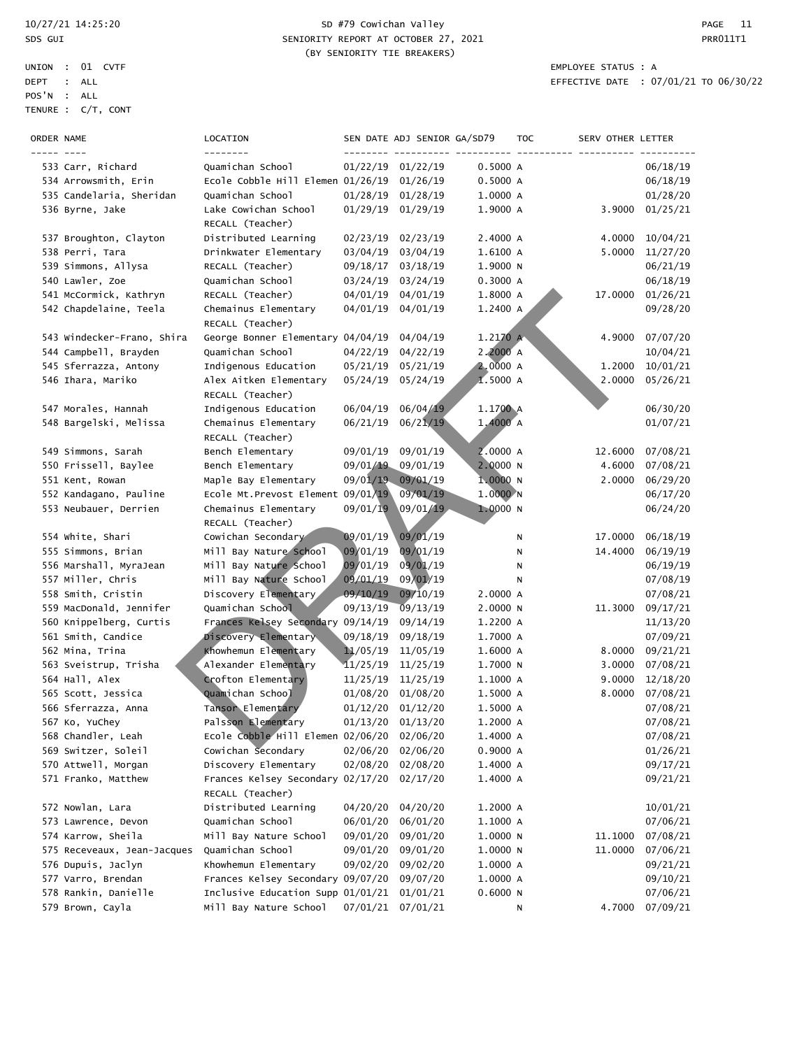10/27/21 14:25:20
SDS GUI

SD #79 Cowichan Valley
SENIORITY REPORT AT OCTOBER 27, 2021
(BY SENIORITY TIE BREAKERS)

PRR011T1

UNION : 01 CVTF
DEPT : ALL
POS'N : ALL
TENURE : C/T, CONT

EMPLOYEE STATUS : A
EFFECTIVE DATE : 07/01/21 TO 06/30/22

| ORDER | NAME | LOCATION | SEN DATE | ADJ SENIOR | GA/SD79 | TOC | SERV OTHER | LETTER |
|---|---|---|---|---|---|---|---|---|
| 533 | Carr, Richard | Quamichan School | 01/22/19 | 01/22/19 | 0.5000 | A | | 06/18/19 |
| 534 | Arrowsmith, Erin | Ecole Cobble Hill Elemen | 01/26/19 | 01/26/19 | 0.5000 | A | | 06/18/19 |
| 535 | Candelaria, Sheridan | Quamichan School | 01/28/19 | 01/28/19 | 1.0000 | A | | 01/28/20 |
| 536 | Byrne, Jake | Lake Cowichan School RECALL (Teacher) | 01/29/19 | 01/29/19 | 1.9000 | A | 3.9000 | 01/25/21 |
| 537 | Broughton, Clayton | Distributed Learning | 02/23/19 | 02/23/19 | 2.4000 | A | 4.0000 | 10/04/21 |
| 538 | Perri, Tara | Drinkwater Elementary | 03/04/19 | 03/04/19 | 1.6100 | A | 5.0000 | 11/27/20 |
| 539 | Simmons, Allysa | RECALL (Teacher) | 09/18/17 | 03/18/19 | 1.9000 | N | | 06/21/19 |
| 540 | Lawler, Zoe | Quamichan School | 03/24/19 | 03/24/19 | 0.3000 | A | | 06/18/19 |
| 541 | McCormick, Kathryn | RECALL (Teacher) | 04/01/19 | 04/01/19 | 1.8000 | A | 17.0000 | 01/26/21 |
| 542 | Chapdelaine, Teela | Chemainus Elementary RECALL (Teacher) | 04/01/19 | 04/01/19 | 1.2400 | A | | 09/28/20 |
| 543 | Windecker-Frano, Shira | George Bonner Elementary | 04/04/19 | 04/04/19 | 1.2170 | A | 4.9000 | 07/07/20 |
| 544 | Campbell, Brayden | Quamichan School | 04/22/19 | 04/22/19 | 2.2000 | A | | 10/04/21 |
| 545 | Sferrazza, Antony | Indigenous Education | 05/21/19 | 05/21/19 | 2.0000 | A | 1.2000 | 10/01/21 |
| 546 | Ihara, Mariko | Alex Aitken Elementary RECALL (Teacher) | 05/24/19 | 05/24/19 | 1.5000 | A | 2.0000 | 05/26/21 |
| 547 | Morales, Hannah | Indigenous Education | 06/04/19 | 06/04/19 | 1.1700 | A | | 06/30/20 |
| 548 | Bargelski, Melissa | Chemainus Elementary RECALL (Teacher) | 06/21/19 | 06/21/19 | 1.4000 | A | | 01/07/21 |
| 549 | Simmons, Sarah | Bench Elementary | 09/01/19 | 09/01/19 | 2.0000 | A | 12.6000 | 07/08/21 |
| 550 | Frissell, Baylee | Bench Elementary | 09/01/19 | 09/01/19 | 2.0000 | N | 4.6000 | 07/08/21 |
| 551 | Kent, Rowan | Maple Bay Elementary | 09/01/19 | 09/01/19 | 1.0000 | N | 2.0000 | 06/29/20 |
| 552 | Kandagano, Pauline | Ecole Mt.Prevost Element | 09/01/19 | 09/01/19 | 1.0000 | N | | 06/17/20 |
| 553 | Neubauer, Derrien | Chemainus Elementary RECALL (Teacher) | 09/01/19 | 09/01/19 | 1.0000 | N | | 06/24/20 |
| 554 | White, Shari | Cowichan Secondary | 09/01/19 | 09/01/19 | | N | 17.0000 | 06/18/19 |
| 555 | Simmons, Brian | Mill Bay Nature School | 09/01/19 | 09/01/19 | | N | 14.4000 | 06/19/19 |
| 556 | Marshall, MyraJean | Mill Bay Nature School | 09/01/19 | 09/01/19 | | N | | 06/19/19 |
| 557 | Miller, Chris | Mill Bay Nature School | 09/01/19 | 09/01/19 | | N | | 07/08/19 |
| 558 | Smith, Cristin | Discovery Elementary | 09/10/19 | 09/10/19 | 2.0000 | A | | 07/08/21 |
| 559 | MacDonald, Jennifer | Quamichan School | 09/13/19 | 09/13/19 | 2.0000 | N | 11.3000 | 09/17/21 |
| 560 | Knippelberg, Curtis | Frances Kelsey Secondary | 09/14/19 | 09/14/19 | 1.2200 | A | | 11/13/20 |
| 561 | Smith, Candice | Discovery Elementary | 09/18/19 | 09/18/19 | 1.7000 | A | | 07/09/21 |
| 562 | Mina, Trina | Khowhemun Elementary | 11/05/19 | 11/05/19 | 1.6000 | A | 8.0000 | 09/21/21 |
| 563 | Sveistrup, Trisha | Alexander Elementary | 11/25/19 | 11/25/19 | 1.7000 | N | 3.0000 | 07/08/21 |
| 564 | Hall, Alex | Crofton Elementary | 11/25/19 | 11/25/19 | 1.1000 | A | 9.0000 | 12/18/20 |
| 565 | Scott, Jessica | Quamichan School | 01/08/20 | 01/08/20 | 1.5000 | A | 8.0000 | 07/08/21 |
| 566 | Sferrazza, Anna | Tansor Elementary | 01/12/20 | 01/12/20 | 1.5000 | A | | 07/08/21 |
| 567 | Ko, YuChey | Palsson Elementary | 01/13/20 | 01/13/20 | 1.2000 | A | | 07/08/21 |
| 568 | Chandler, Leah | Ecole Cobble Hill Elemen | 02/06/20 | 02/06/20 | 1.4000 | A | | 07/08/21 |
| 569 | Switzer, Soleil | Cowichan Secondary | 02/06/20 | 02/06/20 | 0.9000 | A | | 01/26/21 |
| 570 | Attwell, Morgan | Discovery Elementary | 02/08/20 | 02/08/20 | 1.4000 | A | | 09/17/21 |
| 571 | Franko, Matthew | Frances Kelsey Secondary RECALL (Teacher) | 02/17/20 | 02/17/20 | 1.4000 | A | | 09/21/21 |
| 572 | Nowlan, Lara | Distributed Learning | 04/20/20 | 04/20/20 | 1.2000 | A | | 10/01/21 |
| 573 | Lawrence, Devon | Quamichan School | 06/01/20 | 06/01/20 | 1.1000 | A | | 07/06/21 |
| 574 | Karrow, Sheila | Mill Bay Nature School | 09/01/20 | 09/01/20 | 1.0000 | N | 11.1000 | 07/08/21 |
| 575 | Receveaux, Jean-Jacques | Quamichan School | 09/01/20 | 09/01/20 | 1.0000 | N | 11.0000 | 07/06/21 |
| 576 | Dupuis, Jaclyn | Khowhemun Elementary | 09/02/20 | 09/02/20 | 1.0000 | A | | 09/21/21 |
| 577 | Varro, Brendan | Frances Kelsey Secondary | 09/07/20 | 09/07/20 | 1.0000 | A | | 09/10/21 |
| 578 | Rankin, Danielle | Inclusive Education Supp | 01/01/21 | 01/01/21 | 0.6000 | N | | 07/06/21 |
| 579 | Brown, Cayla | Mill Bay Nature School | 07/01/21 | 07/01/21 | | N | 4.7000 | 07/09/21 |

DRAFT